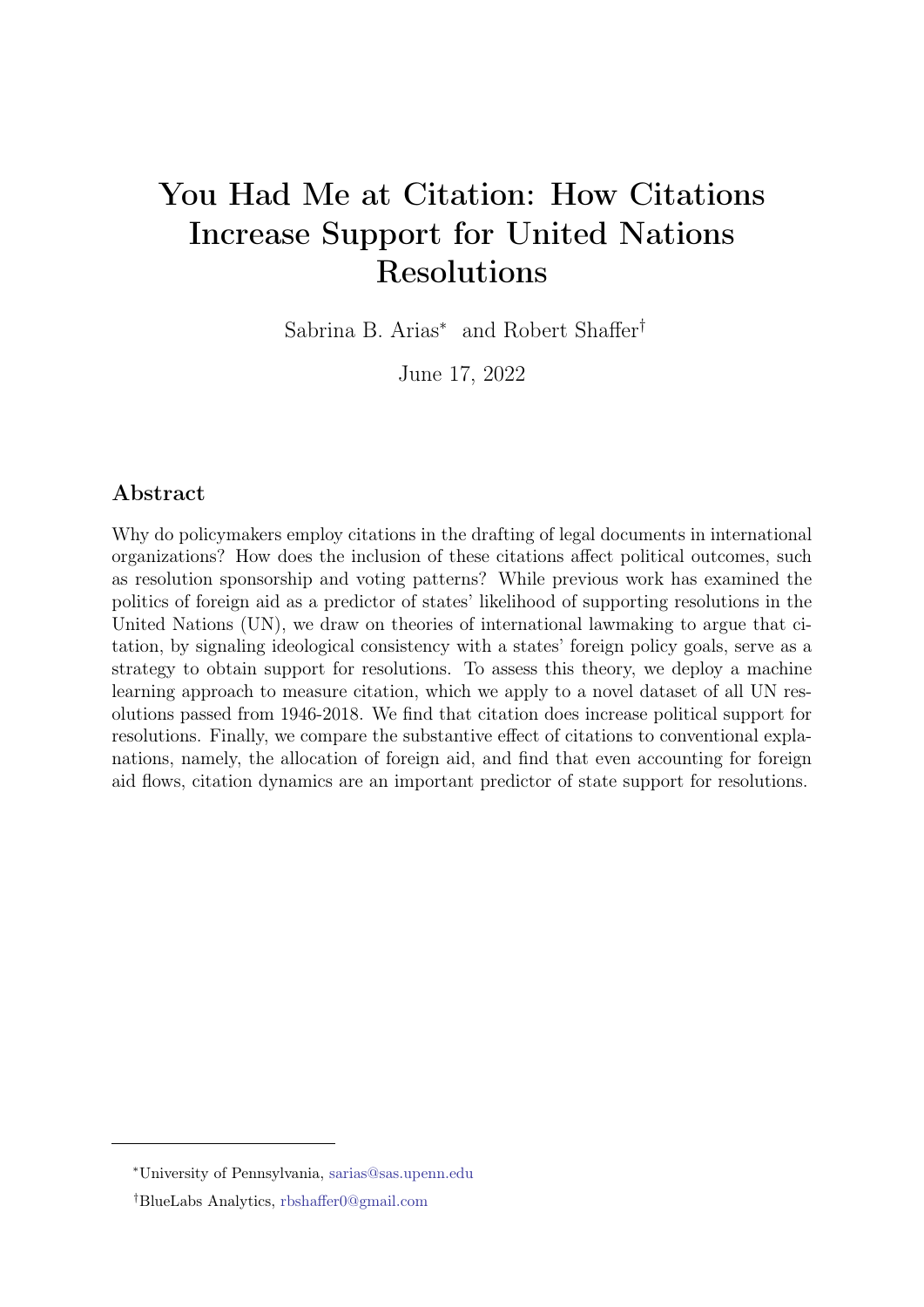# You Had Me at Citation: How Citations Increase Support for United Nations Resolutions

Sabrina B. Arias[*] and Robert Shaffer[†]

June 17, 2022

## Abstract

Why do policymakers employ citations in the drafting of legal documents in international organizations? How does the inclusion of these citations affect political outcomes, such as resolution sponsorship and voting patterns? While previous work has examined the politics of foreign aid as a predictor of states' likelihood of supporting resolutions in the United Nations (UN), we draw on theories of international lawmaking to argue that citation, by signaling ideological consistency with a states' foreign policy goals, serve as a strategy to obtain support for resolutions. To assess this theory, we deploy a machine learning approach to measure citation, which we apply to a novel dataset of all UN resolutions passed from 1946-2018. We find that citation does increase political support for resolutions. Finally, we compare the substantive effect of citations to conventional explanations, namely, the allocation of foreign aid, and find that even accounting for foreign aid flows, citation dynamics are an important predictor of state support for resolutions.

---

[*]University of Pennsylvania, sarias@sas.upenn.edu

[†]BlueLabs Analytics, rbshaffer0@gmail.com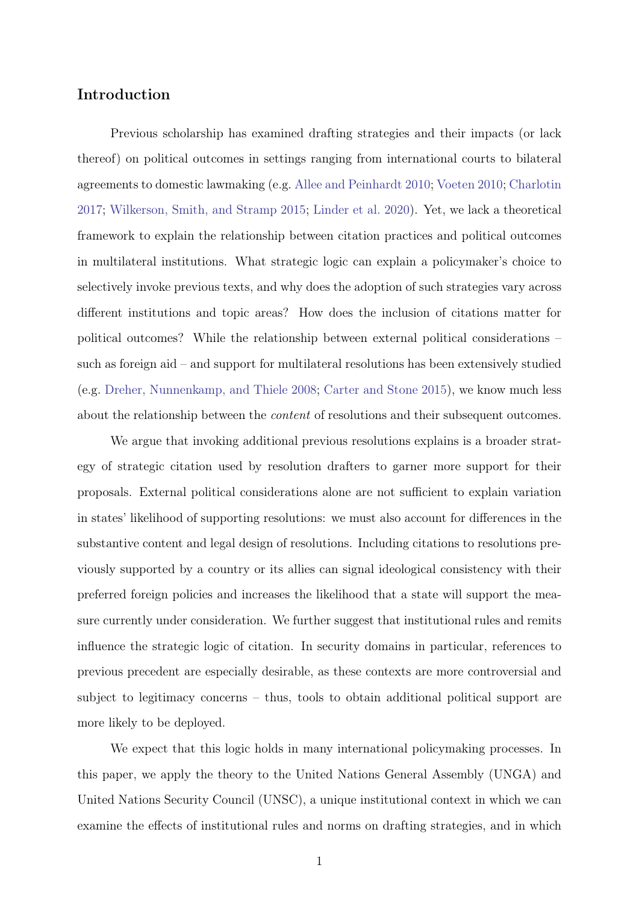## Introduction

Previous scholarship has examined drafting strategies and their impacts (or lack thereof) on political outcomes in settings ranging from international courts to bilateral agreements to domestic lawmaking (e.g. Allee and Peinhardt 2010; Voeten 2010; Charlotin 2017; Wilkerson, Smith, and Stramp 2015; Linder et al. 2020). Yet, we lack a theoretical framework to explain the relationship between citation practices and political outcomes in multilateral institutions. What strategic logic can explain a policymaker's choice to selectively invoke previous texts, and why does the adoption of such strategies vary across different institutions and topic areas? How does the inclusion of citations matter for political outcomes? While the relationship between external political considerations – such as foreign aid – and support for multilateral resolutions has been extensively studied (e.g. Dreher, Nunnenkamp, and Thiele 2008; Carter and Stone 2015), we know much less about the relationship between the *content* of resolutions and their subsequent outcomes.

We argue that invoking additional previous resolutions explains is a broader strategy of strategic citation used by resolution drafters to garner more support for their proposals. External political considerations alone are not sufficient to explain variation in states' likelihood of supporting resolutions: we must also account for differences in the substantive content and legal design of resolutions. Including citations to resolutions previously supported by a country or its allies can signal ideological consistency with their preferred foreign policies and increases the likelihood that a state will support the measure currently under consideration. We further suggest that institutional rules and remits influence the strategic logic of citation. In security domains in particular, references to previous precedent are especially desirable, as these contexts are more controversial and subject to legitimacy concerns – thus, tools to obtain additional political support are more likely to be deployed.

We expect that this logic holds in many international policymaking processes. In this paper, we apply the theory to the United Nations General Assembly (UNGA) and United Nations Security Council (UNSC), a unique institutional context in which we can examine the effects of institutional rules and norms on drafting strategies, and in which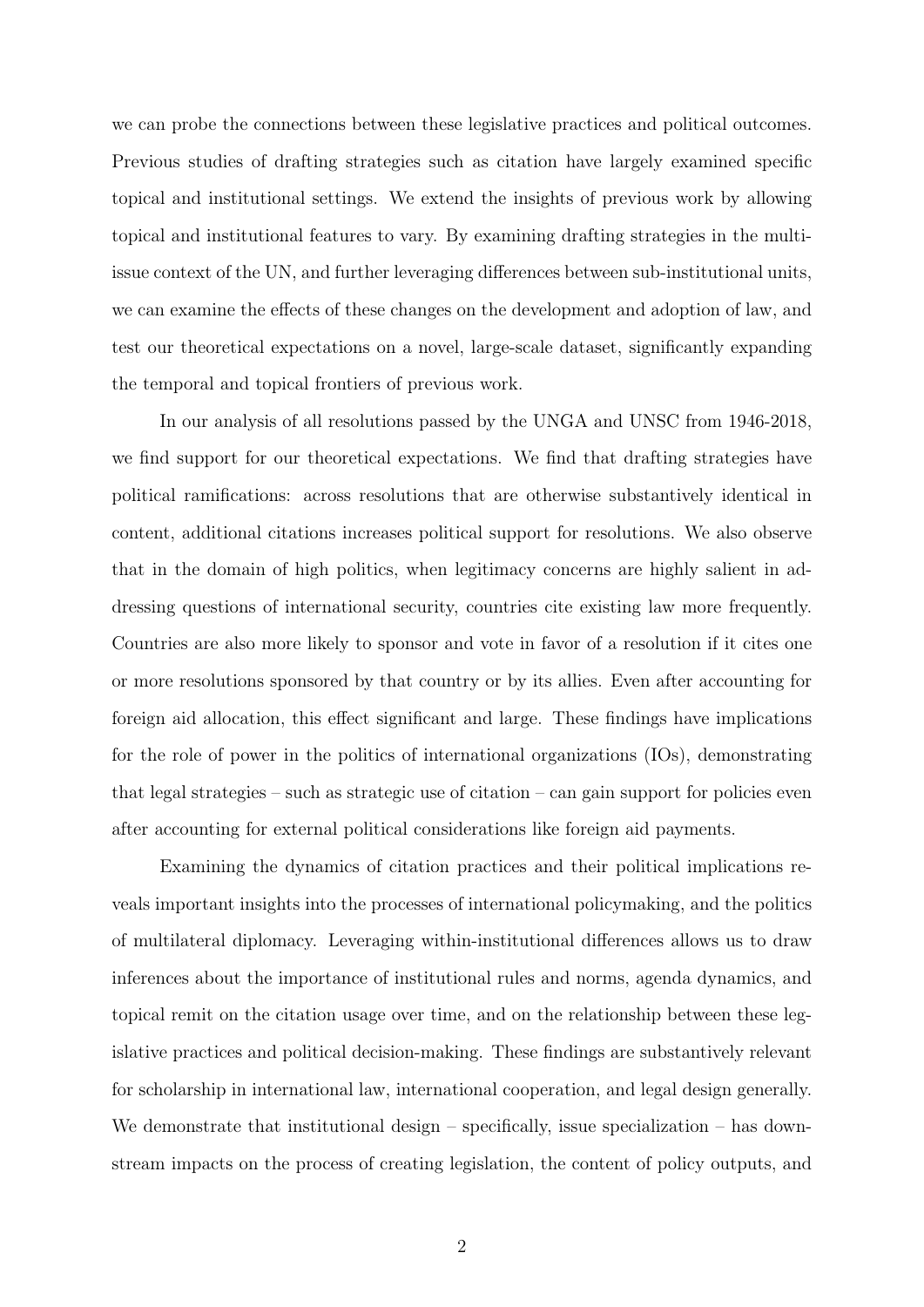we can probe the connections between these legislative practices and political outcomes. Previous studies of drafting strategies such as citation have largely examined specific topical and institutional settings. We extend the insights of previous work by allowing topical and institutional features to vary. By examining drafting strategies in the multi-issue context of the UN, and further leveraging differences between sub-institutional units, we can examine the effects of these changes on the development and adoption of law, and test our theoretical expectations on a novel, large-scale dataset, significantly expanding the temporal and topical frontiers of previous work.

In our analysis of all resolutions passed by the UNGA and UNSC from 1946-2018, we find support for our theoretical expectations. We find that drafting strategies have political ramifications: across resolutions that are otherwise substantively identical in content, additional citations increases political support for resolutions. We also observe that in the domain of high politics, when legitimacy concerns are highly salient in addressing questions of international security, countries cite existing law more frequently. Countries are also more likely to sponsor and vote in favor of a resolution if it cites one or more resolutions sponsored by that country or by its allies. Even after accounting for foreign aid allocation, this effect significant and large. These findings have implications for the role of power in the politics of international organizations (IOs), demonstrating that legal strategies – such as strategic use of citation – can gain support for policies even after accounting for external political considerations like foreign aid payments.

Examining the dynamics of citation practices and their political implications reveals important insights into the processes of international policymaking, and the politics of multilateral diplomacy. Leveraging within-institutional differences allows us to draw inferences about the importance of institutional rules and norms, agenda dynamics, and topical remit on the citation usage over time, and on the relationship between these legislative practices and political decision-making. These findings are substantively relevant for scholarship in international law, international cooperation, and legal design generally. We demonstrate that institutional design – specifically, issue specialization – has downstream impacts on the process of creating legislation, the content of policy outputs, and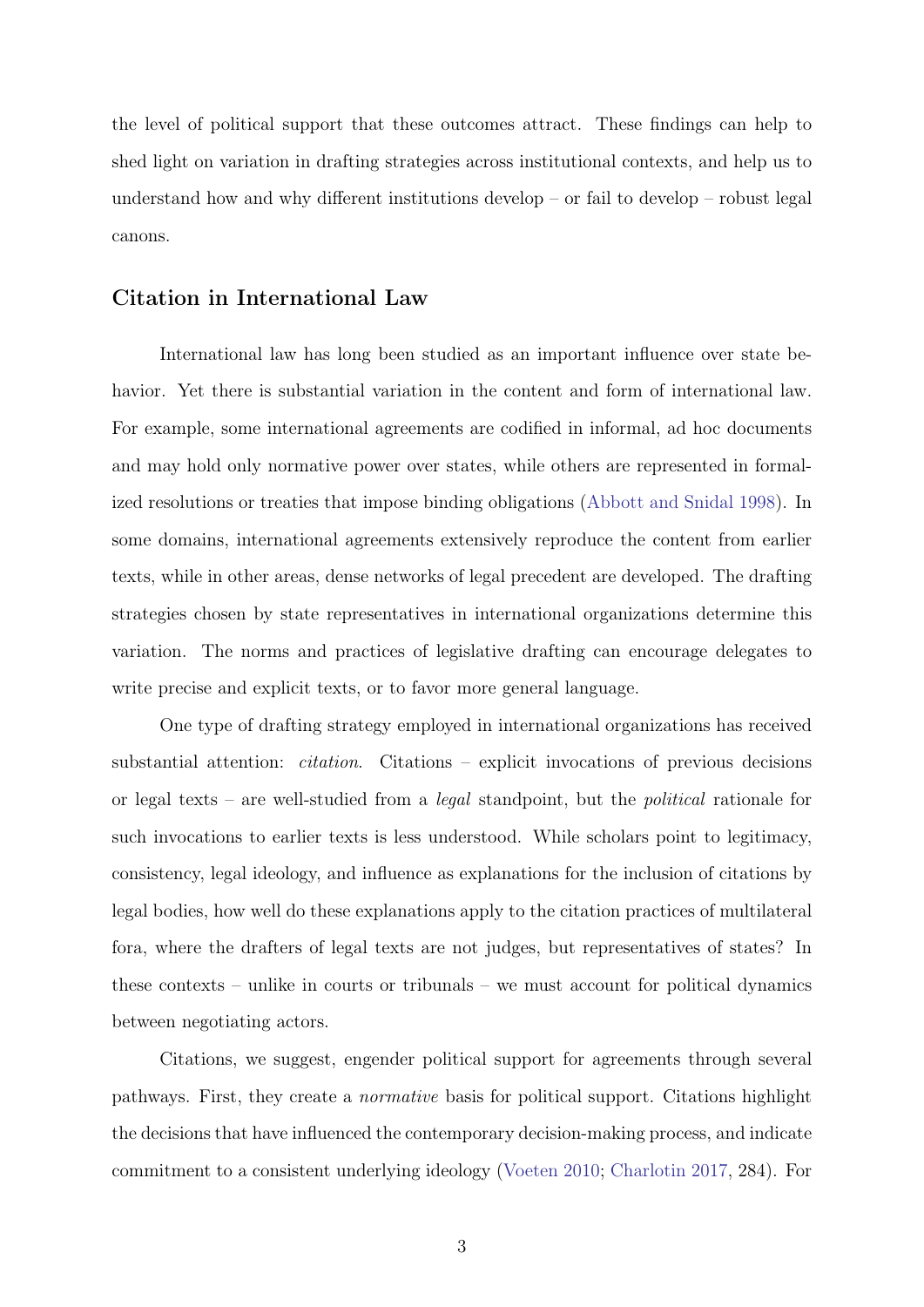the level of political support that these outcomes attract. These findings can help to shed light on variation in drafting strategies across institutional contexts, and help us to understand how and why different institutions develop – or fail to develop – robust legal canons.

## Citation in International Law

International law has long been studied as an important influence over state behavior. Yet there is substantial variation in the content and form of international law. For example, some international agreements are codified in informal, ad hoc documents and may hold only normative power over states, while others are represented in formalized resolutions or treaties that impose binding obligations (Abbott and Snidal 1998). In some domains, international agreements extensively reproduce the content from earlier texts, while in other areas, dense networks of legal precedent are developed. The drafting strategies chosen by state representatives in international organizations determine this variation. The norms and practices of legislative drafting can encourage delegates to write precise and explicit texts, or to favor more general language.

One type of drafting strategy employed in international organizations has received substantial attention: *citation*. Citations – explicit invocations of previous decisions or legal texts – are well-studied from a *legal* standpoint, but the *political* rationale for such invocations to earlier texts is less understood. While scholars point to legitimacy, consistency, legal ideology, and influence as explanations for the inclusion of citations by legal bodies, how well do these explanations apply to the citation practices of multilateral fora, where the drafters of legal texts are not judges, but representatives of states? In these contexts – unlike in courts or tribunals – we must account for political dynamics between negotiating actors.

Citations, we suggest, engender political support for agreements through several pathways. First, they create a *normative* basis for political support. Citations highlight the decisions that have influenced the contemporary decision-making process, and indicate commitment to a consistent underlying ideology (Voeten 2010; Charlotin 2017, 284). For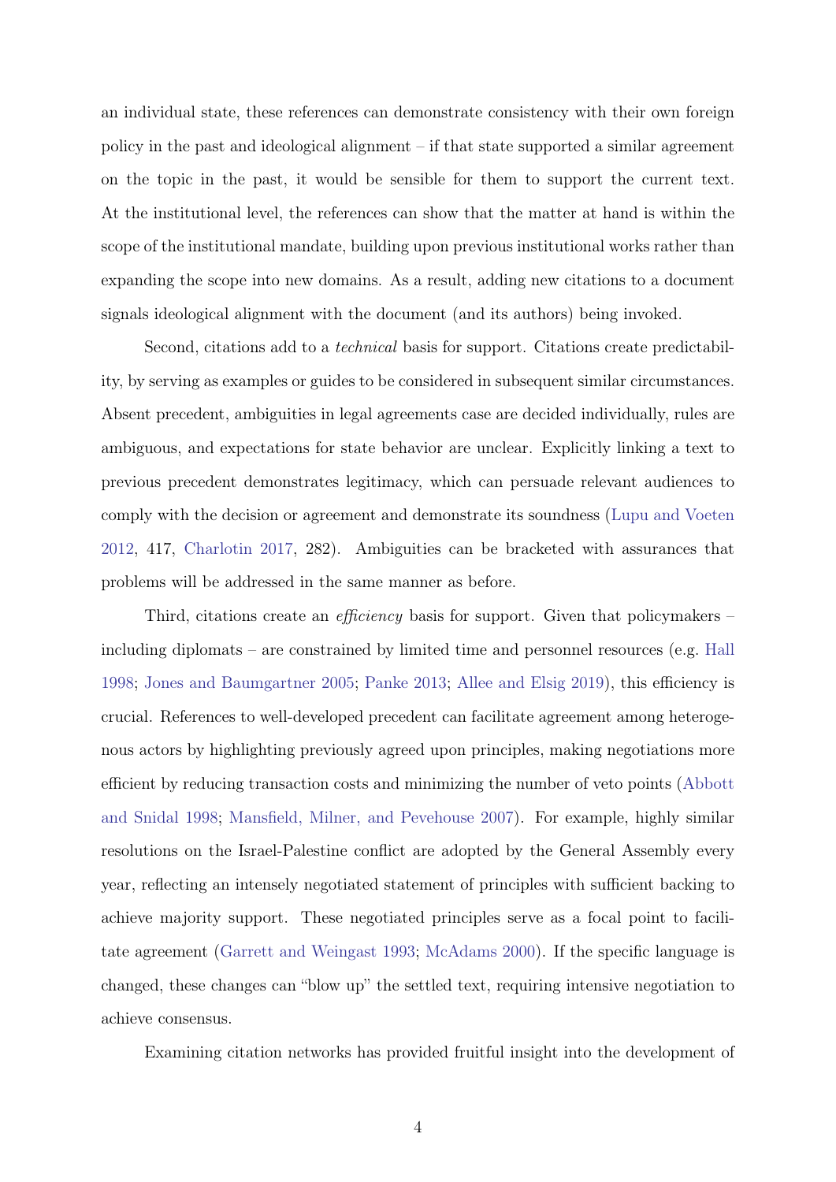an individual state, these references can demonstrate consistency with their own foreign policy in the past and ideological alignment – if that state supported a similar agreement on the topic in the past, it would be sensible for them to support the current text. At the institutional level, the references can show that the matter at hand is within the scope of the institutional mandate, building upon previous institutional works rather than expanding the scope into new domains. As a result, adding new citations to a document signals ideological alignment with the document (and its authors) being invoked.

Second, citations add to a *technical* basis for support. Citations create predictability, by serving as examples or guides to be considered in subsequent similar circumstances. Absent precedent, ambiguities in legal agreements case are decided individually, rules are ambiguous, and expectations for state behavior are unclear. Explicitly linking a text to previous precedent demonstrates legitimacy, which can persuade relevant audiences to comply with the decision or agreement and demonstrate its soundness (Lupu and Voeten 2012, 417, Charlotin 2017, 282). Ambiguities can be bracketed with assurances that problems will be addressed in the same manner as before.

Third, citations create an *efficiency* basis for support. Given that policymakers – including diplomats – are constrained by limited time and personnel resources (e.g. Hall 1998; Jones and Baumgartner 2005; Panke 2013; Allee and Elsig 2019), this efficiency is crucial. References to well-developed precedent can facilitate agreement among heterogenous actors by highlighting previously agreed upon principles, making negotiations more efficient by reducing transaction costs and minimizing the number of veto points (Abbott and Snidal 1998; Mansfield, Milner, and Pevehouse 2007). For example, highly similar resolutions on the Israel-Palestine conflict are adopted by the General Assembly every year, reflecting an intensely negotiated statement of principles with sufficient backing to achieve majority support. These negotiated principles serve as a focal point to facilitate agreement (Garrett and Weingast 1993; McAdams 2000). If the specific language is changed, these changes can "blow up" the settled text, requiring intensive negotiation to achieve consensus.

Examining citation networks has provided fruitful insight into the development of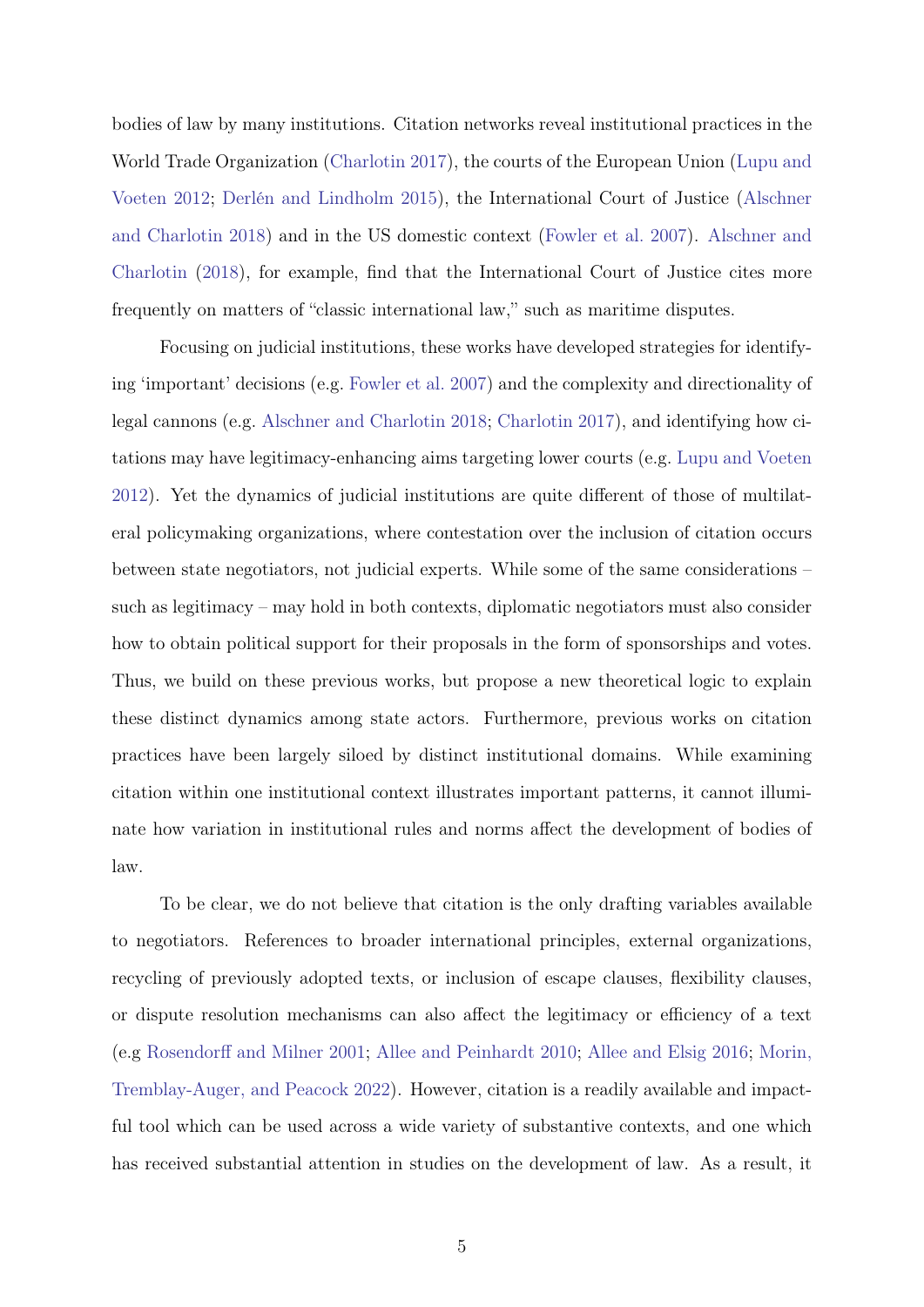bodies of law by many institutions. Citation networks reveal institutional practices in the World Trade Organization (Charlotin 2017), the courts of the European Union (Lupu and Voeten 2012; Derlén and Lindholm 2015), the International Court of Justice (Alschner and Charlotin 2018) and in the US domestic context (Fowler et al. 2007). Alschner and Charlotin (2018), for example, find that the International Court of Justice cites more frequently on matters of "classic international law," such as maritime disputes.

Focusing on judicial institutions, these works have developed strategies for identifying 'important' decisions (e.g. Fowler et al. 2007) and the complexity and directionality of legal cannons (e.g. Alschner and Charlotin 2018; Charlotin 2017), and identifying how citations may have legitimacy-enhancing aims targeting lower courts (e.g. Lupu and Voeten 2012). Yet the dynamics of judicial institutions are quite different of those of multilateral policymaking organizations, where contestation over the inclusion of citation occurs between state negotiators, not judicial experts. While some of the same considerations – such as legitimacy – may hold in both contexts, diplomatic negotiators must also consider how to obtain political support for their proposals in the form of sponsorships and votes. Thus, we build on these previous works, but propose a new theoretical logic to explain these distinct dynamics among state actors. Furthermore, previous works on citation practices have been largely siloed by distinct institutional domains. While examining citation within one institutional context illustrates important patterns, it cannot illuminate how variation in institutional rules and norms affect the development of bodies of law.

To be clear, we do not believe that citation is the only drafting variables available to negotiators. References to broader international principles, external organizations, recycling of previously adopted texts, or inclusion of escape clauses, flexibility clauses, or dispute resolution mechanisms can also affect the legitimacy or efficiency of a text (e.g Rosendorff and Milner 2001; Allee and Peinhardt 2010; Allee and Elsig 2016; Morin, Tremblay-Auger, and Peacock 2022). However, citation is a readily available and impactful tool which can be used across a wide variety of substantive contexts, and one which has received substantial attention in studies on the development of law. As a result, it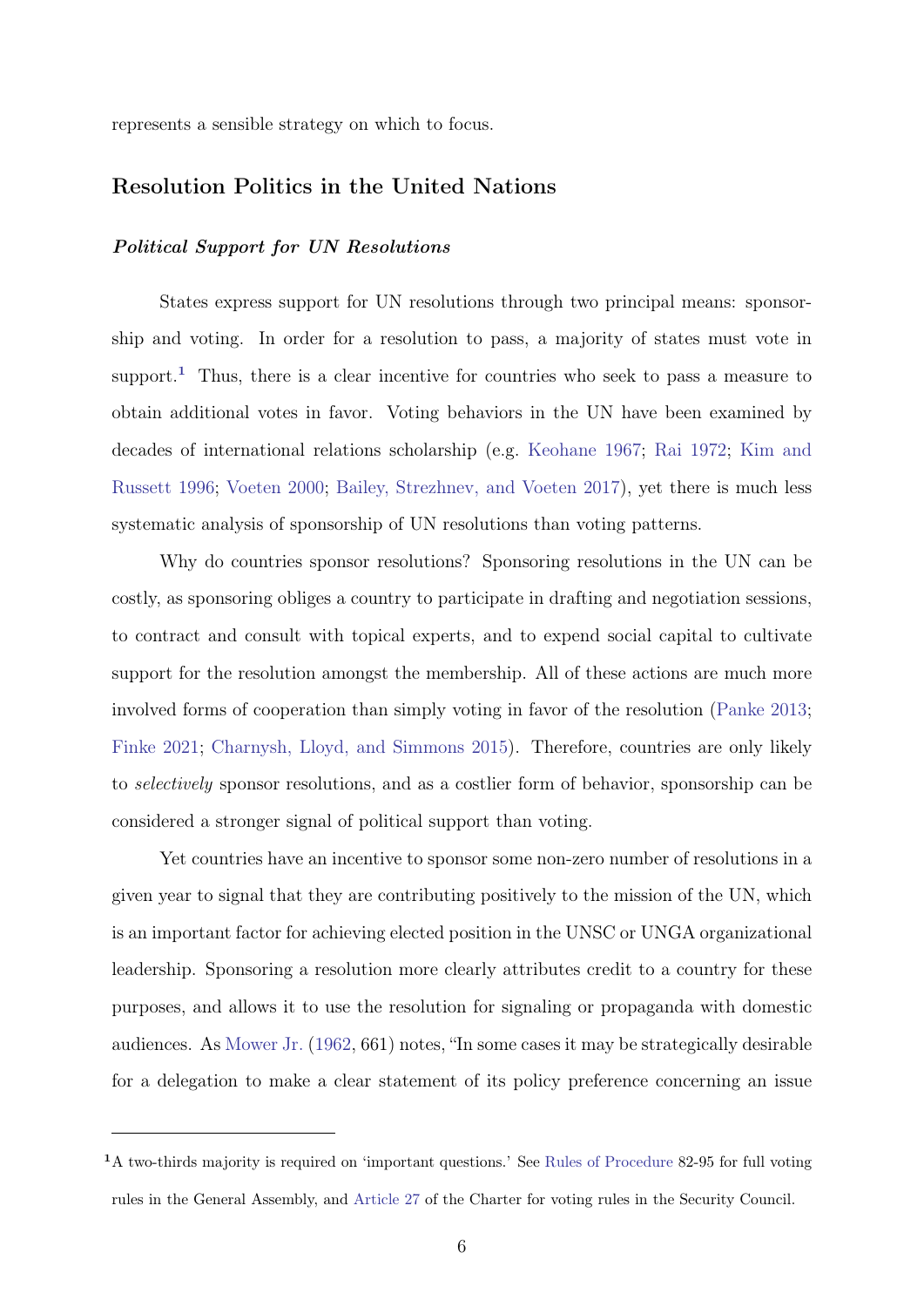represents a sensible strategy on which to focus.

## Resolution Politics in the United Nations

### *Political Support for UN Resolutions*

States express support for UN resolutions through two principal means: sponsorship and voting. In order for a resolution to pass, a majority of states must vote in support.[1] Thus, there is a clear incentive for countries who seek to pass a measure to obtain additional votes in favor. Voting behaviors in the UN have been examined by decades of international relations scholarship (e.g. Keohane 1967; Rai 1972; Kim and Russett 1996; Voeten 2000; Bailey, Strezhnev, and Voeten 2017), yet there is much less systematic analysis of sponsorship of UN resolutions than voting patterns.

Why do countries sponsor resolutions? Sponsoring resolutions in the UN can be costly, as sponsoring obliges a country to participate in drafting and negotiation sessions, to contract and consult with topical experts, and to expend social capital to cultivate support for the resolution amongst the membership. All of these actions are much more involved forms of cooperation than simply voting in favor of the resolution (Panke 2013; Finke 2021; Charnysh, Lloyd, and Simmons 2015). Therefore, countries are only likely to *selectively* sponsor resolutions, and as a costlier form of behavior, sponsorship can be considered a stronger signal of political support than voting.

Yet countries have an incentive to sponsor some non-zero number of resolutions in a given year to signal that they are contributing positively to the mission of the UN, which is an important factor for achieving elected position in the UNSC or UNGA organizational leadership. Sponsoring a resolution more clearly attributes credit to a country for these purposes, and allows it to use the resolution for signaling or propaganda with domestic audiences. As Mower Jr. (1962, 661) notes, "In some cases it may be strategically desirable for a delegation to make a clear statement of its policy preference concerning an issue

[1] A two-thirds majority is required on 'important questions.' See Rules of Procedure 82-95 for full voting rules in the General Assembly, and Article 27 of the Charter for voting rules in the Security Council.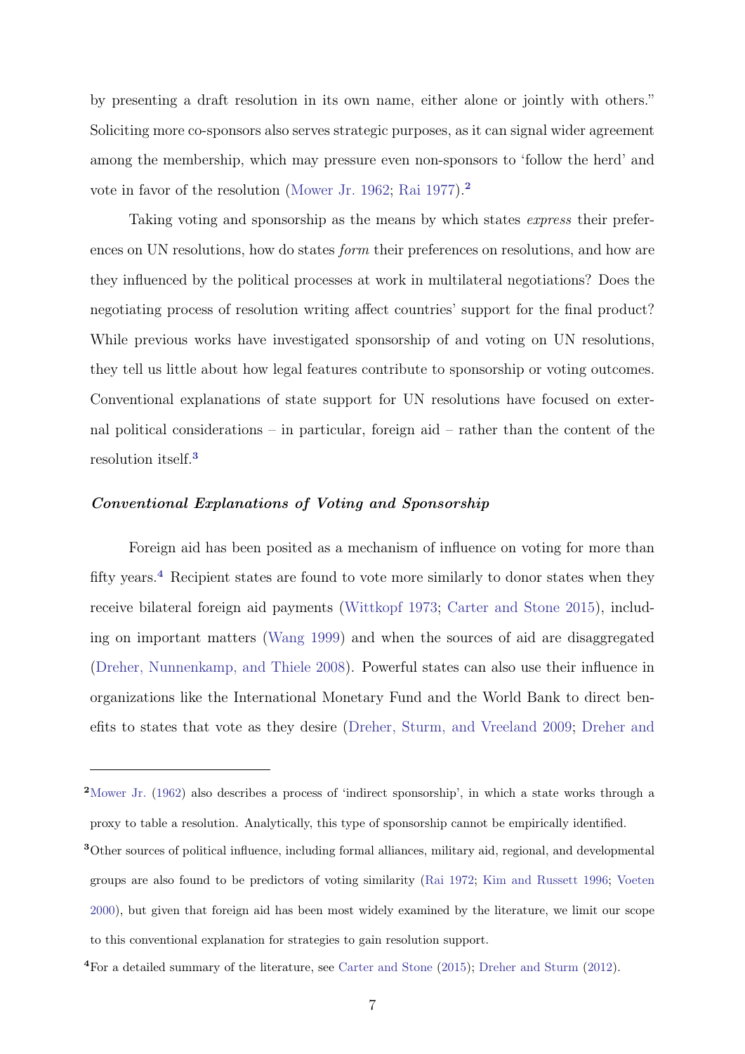by presenting a draft resolution in its own name, either alone or jointly with others." Soliciting more co-sponsors also serves strategic purposes, as it can signal wider agreement among the membership, which may pressure even non-sponsors to 'follow the herd' and vote in favor of the resolution (Mower Jr. 1962; Rai 1977).[2]

Taking voting and sponsorship as the means by which states *express* their preferences on UN resolutions, how do states *form* their preferences on resolutions, and how are they influenced by the political processes at work in multilateral negotiations? Does the negotiating process of resolution writing affect countries' support for the final product? While previous works have investigated sponsorship of and voting on UN resolutions, they tell us little about how legal features contribute to sponsorship or voting outcomes. Conventional explanations of state support for UN resolutions have focused on external political considerations – in particular, foreign aid – rather than the content of the resolution itself.[3]

### *Conventional Explanations of Voting and Sponsorship*

Foreign aid has been posited as a mechanism of influence on voting for more than fifty years.[4] Recipient states are found to vote more similarly to donor states when they receive bilateral foreign aid payments (Wittkopf 1973; Carter and Stone 2015), including on important matters (Wang 1999) and when the sources of aid are disaggregated (Dreher, Nunnenkamp, and Thiele 2008). Powerful states can also use their influence in organizations like the International Monetary Fund and the World Bank to direct benefits to states that vote as they desire (Dreher, Sturm, and Vreeland 2009; Dreher and

---

[2] Mower Jr. (1962) also describes a process of 'indirect sponsorship', in which a state works through a proxy to table a resolution. Analytically, this type of sponsorship cannot be empirically identified.

[3] Other sources of political influence, including formal alliances, military aid, regional, and developmental groups are also found to be predictors of voting similarity (Rai 1972; Kim and Russett 1996; Voeten 2000), but given that foreign aid has been most widely examined by the literature, we limit our scope to this conventional explanation for strategies to gain resolution support.

[4] For a detailed summary of the literature, see Carter and Stone (2015); Dreher and Sturm (2012).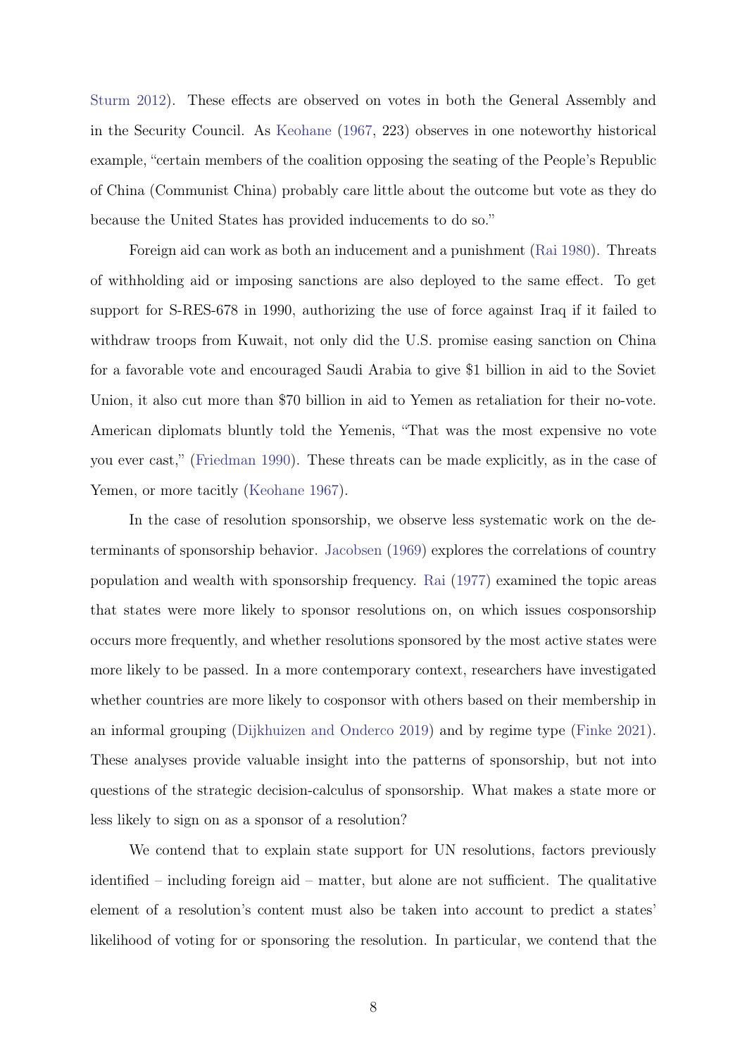Sturm 2012). These effects are observed on votes in both the General Assembly and in the Security Council. As Keohane (1967, 223) observes in one noteworthy historical example, "certain members of the coalition opposing the seating of the People's Republic of China (Communist China) probably care little about the outcome but vote as they do because the United States has provided inducements to do so."

Foreign aid can work as both an inducement and a punishment (Rai 1980). Threats of withholding aid or imposing sanctions are also deployed to the same effect. To get support for S-RES-678 in 1990, authorizing the use of force against Iraq if it failed to withdraw troops from Kuwait, not only did the U.S. promise easing sanction on China for a favorable vote and encouraged Saudi Arabia to give $1 billion in aid to the Soviet Union, it also cut more than $70 billion in aid to Yemen as retaliation for their no-vote. American diplomats bluntly told the Yemenis, "That was the most expensive no vote you ever cast," (Friedman 1990). These threats can be made explicitly, as in the case of Yemen, or more tacitly (Keohane 1967).

In the case of resolution sponsorship, we observe less systematic work on the determinants of sponsorship behavior. Jacobsen (1969) explores the correlations of country population and wealth with sponsorship frequency. Rai (1977) examined the topic areas that states were more likely to sponsor resolutions on, on which issues cosponsorship occurs more frequently, and whether resolutions sponsored by the most active states were more likely to be passed. In a more contemporary context, researchers have investigated whether countries are more likely to cosponsor with others based on their membership in an informal grouping (Dijkhuizen and Onderco 2019) and by regime type (Finke 2021). These analyses provide valuable insight into the patterns of sponsorship, but not into questions of the strategic decision-calculus of sponsorship. What makes a state more or less likely to sign on as a sponsor of a resolution?

We contend that to explain state support for UN resolutions, factors previously identified – including foreign aid – matter, but alone are not sufficient. The qualitative element of a resolution's content must also be taken into account to predict a states' likelihood of voting for or sponsoring the resolution. In particular, we contend that the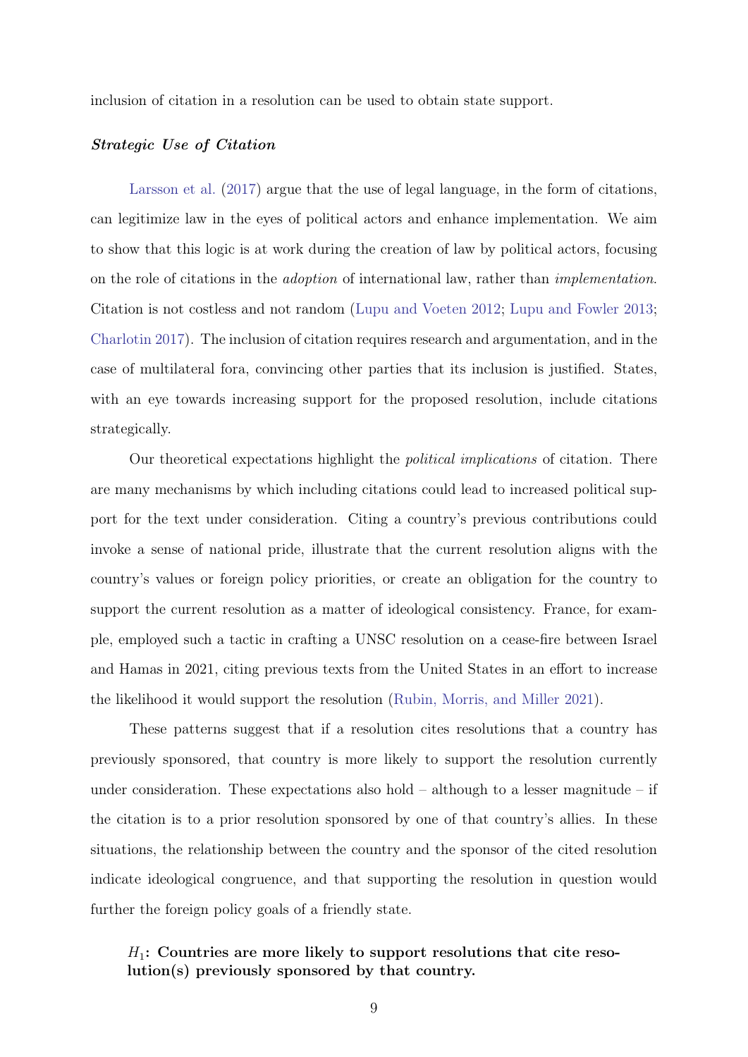inclusion of citation in a resolution can be used to obtain state support.

### *Strategic Use of Citation*

Larsson et al. (2017) argue that the use of legal language, in the form of citations, can legitimize law in the eyes of political actors and enhance implementation. We aim to show that this logic is at work during the creation of law by political actors, focusing on the role of citations in the *adoption* of international law, rather than *implementation*. Citation is not costless and not random (Lupu and Voeten 2012; Lupu and Fowler 2013; Charlotin 2017). The inclusion of citation requires research and argumentation, and in the case of multilateral fora, convincing other parties that its inclusion is justified. States, with an eye towards increasing support for the proposed resolution, include citations strategically.

Our theoretical expectations highlight the *political implications* of citation. There are many mechanisms by which including citations could lead to increased political support for the text under consideration. Citing a country's previous contributions could invoke a sense of national pride, illustrate that the current resolution aligns with the country's values or foreign policy priorities, or create an obligation for the country to support the current resolution as a matter of ideological consistency. France, for example, employed such a tactic in crafting a UNSC resolution on a cease-fire between Israel and Hamas in 2021, citing previous texts from the United States in an effort to increase the likelihood it would support the resolution (Rubin, Morris, and Miller 2021).

These patterns suggest that if a resolution cites resolutions that a country has previously sponsored, that country is more likely to support the resolution currently under consideration. These expectations also hold – although to a lesser magnitude – if the citation is to a prior resolution sponsored by one of that country's allies. In these situations, the relationship between the country and the sponsor of the cited resolution indicate ideological congruence, and that supporting the resolution in question would further the foreign policy goals of a friendly state.

> **$H_1$: Countries are more likely to support resolutions that cite resolution(s) previously sponsored by that country.**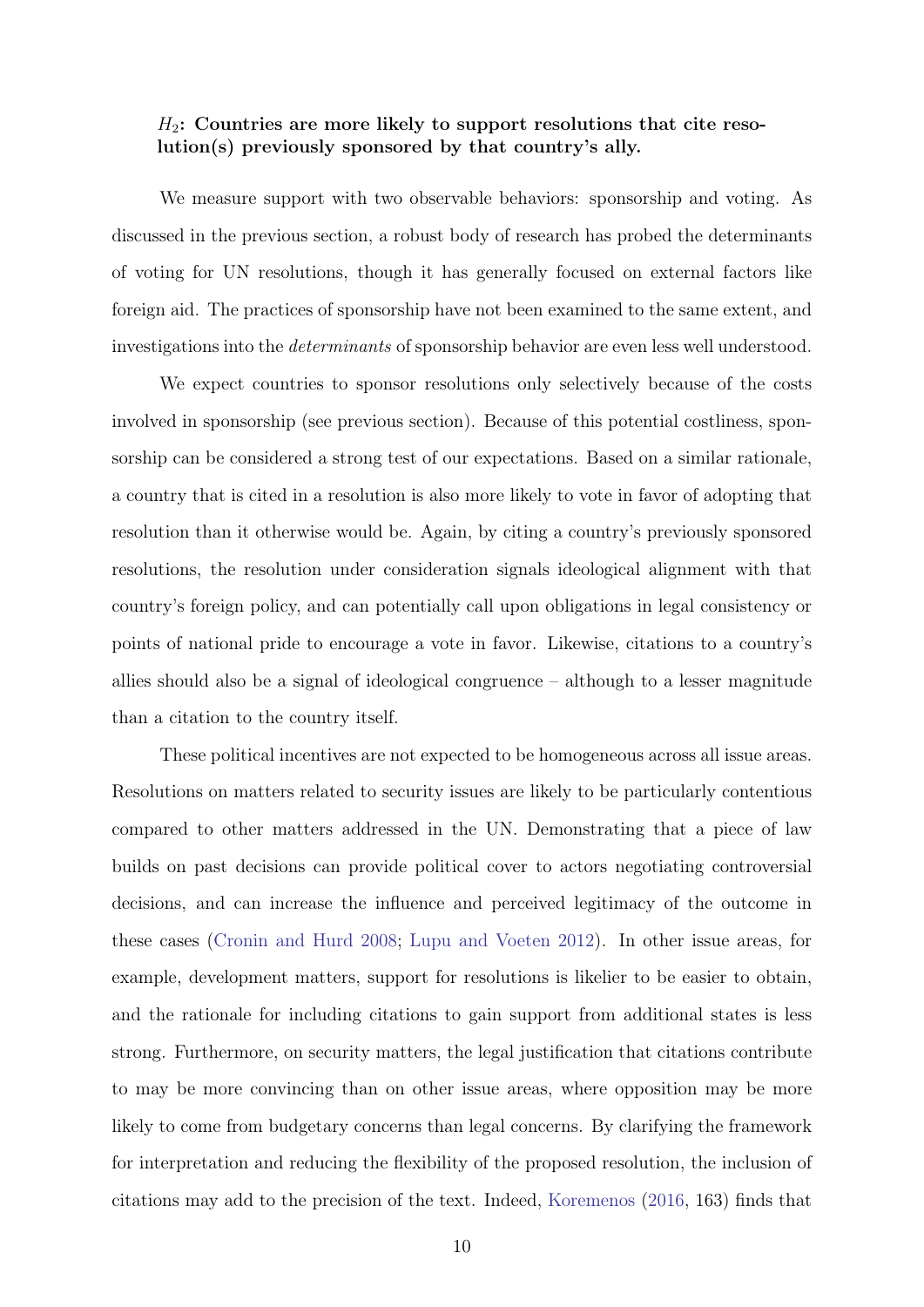**$H_2$: Countries are more likely to support resolutions that cite resolution(s) previously sponsored by that country's ally.**

We measure support with two observable behaviors: sponsorship and voting. As discussed in the previous section, a robust body of research has probed the determinants of voting for UN resolutions, though it has generally focused on external factors like foreign aid. The practices of sponsorship have not been examined to the same extent, and investigations into the *determinants* of sponsorship behavior are even less well understood.

We expect countries to sponsor resolutions only selectively because of the costs involved in sponsorship (see previous section). Because of this potential costliness, sponsorship can be considered a strong test of our expectations. Based on a similar rationale, a country that is cited in a resolution is also more likely to vote in favor of adopting that resolution than it otherwise would be. Again, by citing a country's previously sponsored resolutions, the resolution under consideration signals ideological alignment with that country's foreign policy, and can potentially call upon obligations in legal consistency or points of national pride to encourage a vote in favor. Likewise, citations to a country's allies should also be a signal of ideological congruence – although to a lesser magnitude than a citation to the country itself.

These political incentives are not expected to be homogeneous across all issue areas. Resolutions on matters related to security issues are likely to be particularly contentious compared to other matters addressed in the UN. Demonstrating that a piece of law builds on past decisions can provide political cover to actors negotiating controversial decisions, and can increase the influence and perceived legitimacy of the outcome in these cases (Cronin and Hurd 2008; Lupu and Voeten 2012). In other issue areas, for example, development matters, support for resolutions is likelier to be easier to obtain, and the rationale for including citations to gain support from additional states is less strong. Furthermore, on security matters, the legal justification that citations contribute to may be more convincing than on other issue areas, where opposition may be more likely to come from budgetary concerns than legal concerns. By clarifying the framework for interpretation and reducing the flexibility of the proposed resolution, the inclusion of citations may add to the precision of the text. Indeed, Koremenos (2016, 163) finds that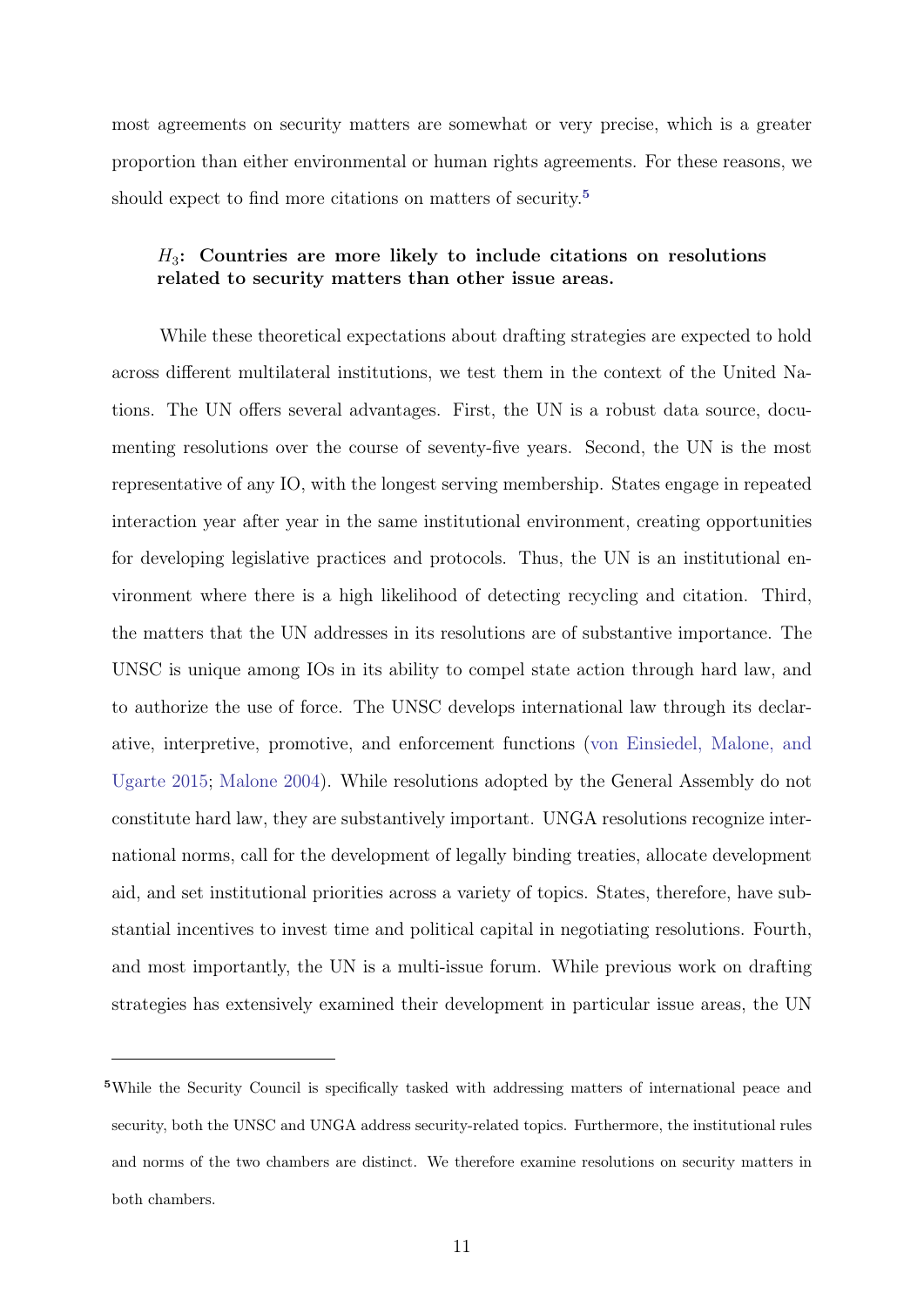most agreements on security matters are somewhat or very precise, which is a greater proportion than either environmental or human rights agreements. For these reasons, we should expect to find more citations on matters of security.[5]

> $H_3$: **Countries are more likely to include citations on resolutions related to security matters than other issue areas.**

While these theoretical expectations about drafting strategies are expected to hold across different multilateral institutions, we test them in the context of the United Nations. The UN offers several advantages. First, the UN is a robust data source, documenting resolutions over the course of seventy-five years. Second, the UN is the most representative of any IO, with the longest serving membership. States engage in repeated interaction year after year in the same institutional environment, creating opportunities for developing legislative practices and protocols. Thus, the UN is an institutional environment where there is a high likelihood of detecting recycling and citation. Third, the matters that the UN addresses in its resolutions are of substantive importance. The UNSC is unique among IOs in its ability to compel state action through hard law, and to authorize the use of force. The UNSC develops international law through its declarative, interpretive, promotive, and enforcement functions (von Einsiedel, Malone, and Ugarte 2015; Malone 2004). While resolutions adopted by the General Assembly do not constitute hard law, they are substantively important. UNGA resolutions recognize international norms, call for the development of legally binding treaties, allocate development aid, and set institutional priorities across a variety of topics. States, therefore, have substantial incentives to invest time and political capital in negotiating resolutions. Fourth, and most importantly, the UN is a multi-issue forum. While previous work on drafting strategies has extensively examined their development in particular issue areas, the UN

[5] While the Security Council is specifically tasked with addressing matters of international peace and security, both the UNSC and UNGA address security-related topics. Furthermore, the institutional rules and norms of the two chambers are distinct. We therefore examine resolutions on security matters in both chambers.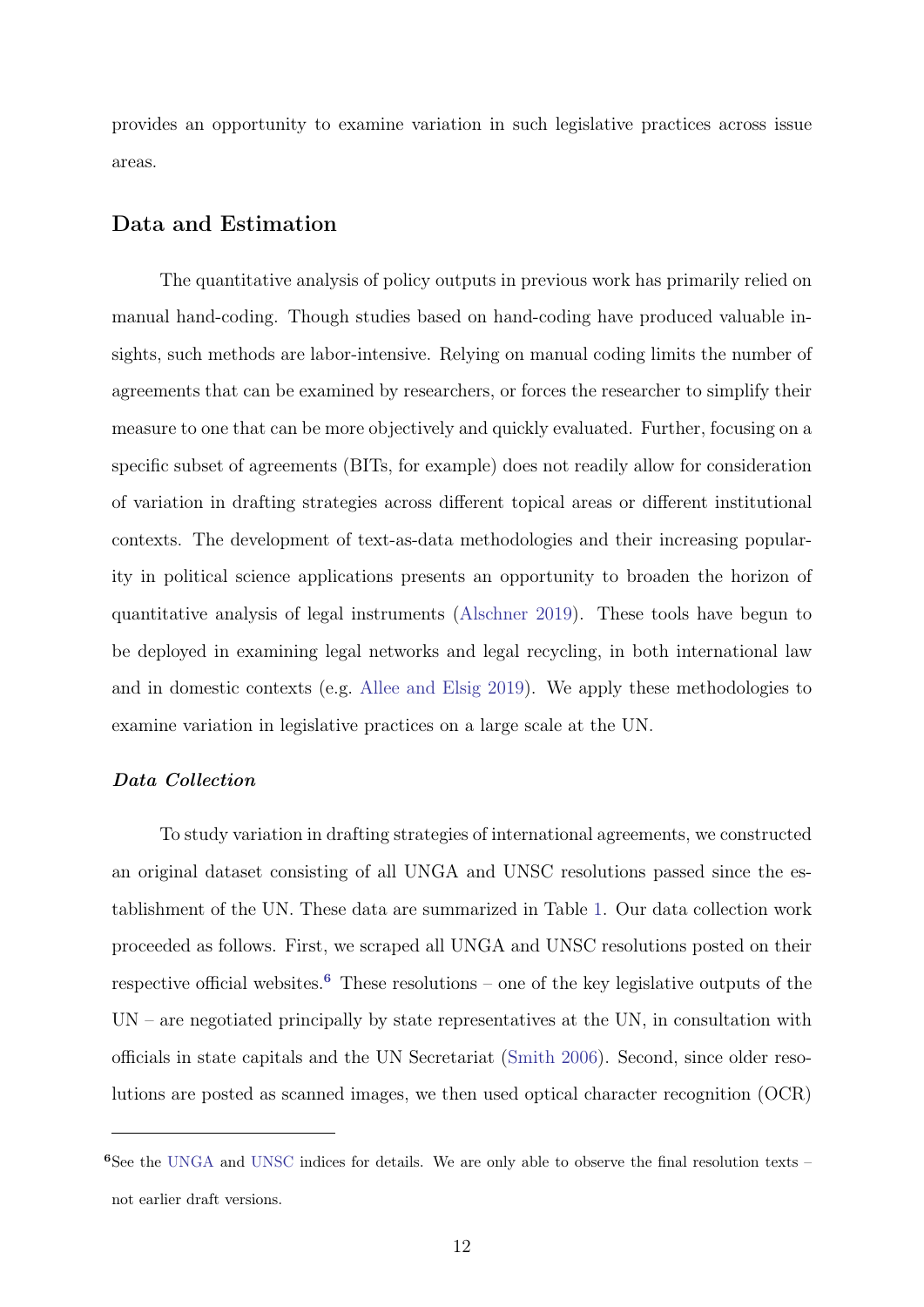provides an opportunity to examine variation in such legislative practices across issue areas.

## Data and Estimation

The quantitative analysis of policy outputs in previous work has primarily relied on manual hand-coding. Though studies based on hand-coding have produced valuable insights, such methods are labor-intensive. Relying on manual coding limits the number of agreements that can be examined by researchers, or forces the researcher to simplify their measure to one that can be more objectively and quickly evaluated. Further, focusing on a specific subset of agreements (BITs, for example) does not readily allow for consideration of variation in drafting strategies across different topical areas or different institutional contexts. The development of text-as-data methodologies and their increasing popularity in political science applications presents an opportunity to broaden the horizon of quantitative analysis of legal instruments (Alschner 2019). These tools have begun to be deployed in examining legal networks and legal recycling, in both international law and in domestic contexts (e.g. Allee and Elsig 2019). We apply these methodologies to examine variation in legislative practices on a large scale at the UN.

### *Data Collection*

To study variation in drafting strategies of international agreements, we constructed an original dataset consisting of all UNGA and UNSC resolutions passed since the establishment of the UN. These data are summarized in Table 1. Our data collection work proceeded as follows. First, we scraped all UNGA and UNSC resolutions posted on their respective official websites.[6] These resolutions – one of the key legislative outputs of the UN – are negotiated principally by state representatives at the UN, in consultation with officials in state capitals and the UN Secretariat (Smith 2006). Second, since older resolutions are posted as scanned images, we then used optical character recognition (OCR)

[6] See the UNGA and UNSC indices for details. We are only able to observe the final resolution texts – not earlier draft versions.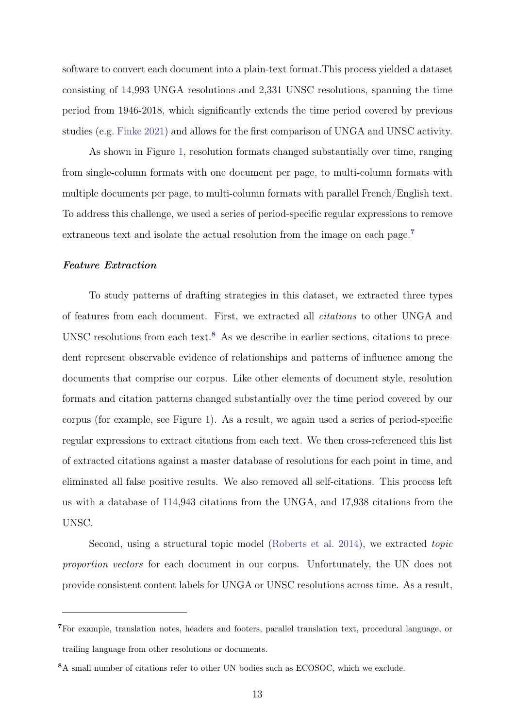software to convert each document into a plain-text format.This process yielded a dataset consisting of 14,993 UNGA resolutions and 2,331 UNSC resolutions, spanning the time period from 1946-2018, which significantly extends the time period covered by previous studies (e.g. Finke 2021) and allows for the first comparison of UNGA and UNSC activity.

As shown in Figure 1, resolution formats changed substantially over time, ranging from single-column formats with one document per page, to multi-column formats with multiple documents per page, to multi-column formats with parallel French/English text. To address this challenge, we used a series of period-specific regular expressions to remove extraneous text and isolate the actual resolution from the image on each page.[7]

***Feature Extraction***

To study patterns of drafting strategies in this dataset, we extracted three types of features from each document. First, we extracted all *citations* to other UNGA and UNSC resolutions from each text.[8] As we describe in earlier sections, citations to precedent represent observable evidence of relationships and patterns of influence among the documents that comprise our corpus. Like other elements of document style, resolution formats and citation patterns changed substantially over the time period covered by our corpus (for example, see Figure 1). As a result, we again used a series of period-specific regular expressions to extract citations from each text. We then cross-referenced this list of extracted citations against a master database of resolutions for each point in time, and eliminated all false positive results. We also removed all self-citations. This process left us with a database of 114,943 citations from the UNGA, and 17,938 citations from the UNSC.

Second, using a structural topic model (Roberts et al. 2014), we extracted *topic proportion vectors* for each document in our corpus. Unfortunately, the UN does not provide consistent content labels for UNGA or UNSC resolutions across time. As a result,

[7] For example, translation notes, headers and footers, parallel translation text, procedural language, or trailing language from other resolutions or documents.

[8] A small number of citations refer to other UN bodies such as ECOSOC, which we exclude.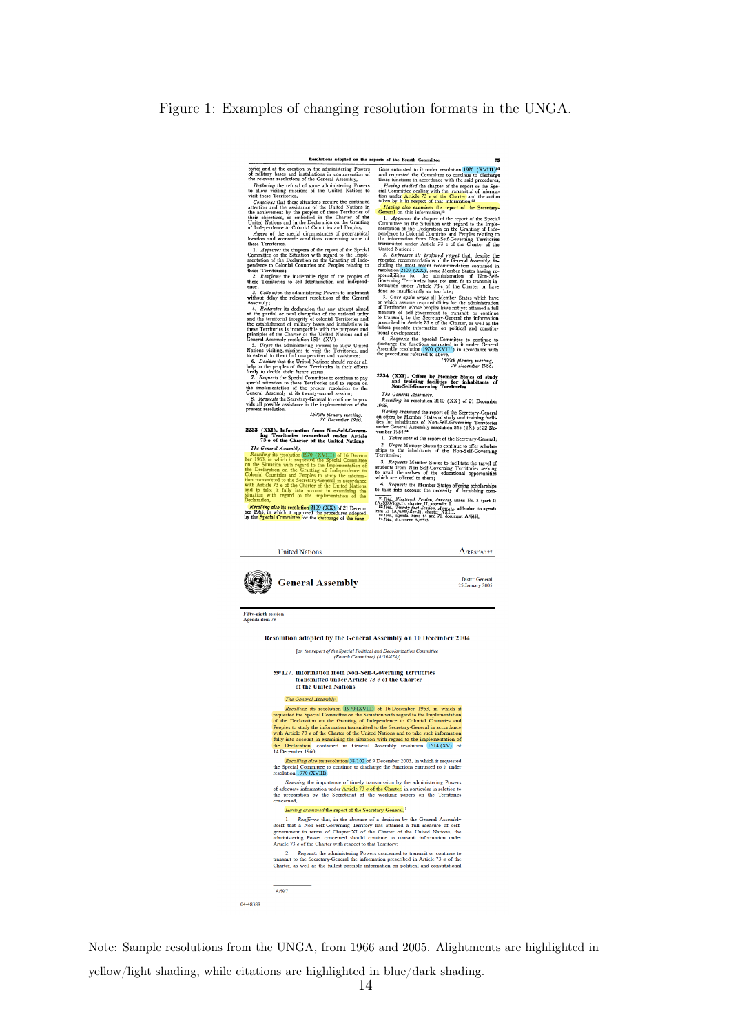Figure 1: Examples of changing resolution formats in the UNGA.

Note: Sample resolutions from the UNGA, from 1966 and 2005. Alightments are highlighted in yellow/light shading, while citations are highlighted in blue/dark shading.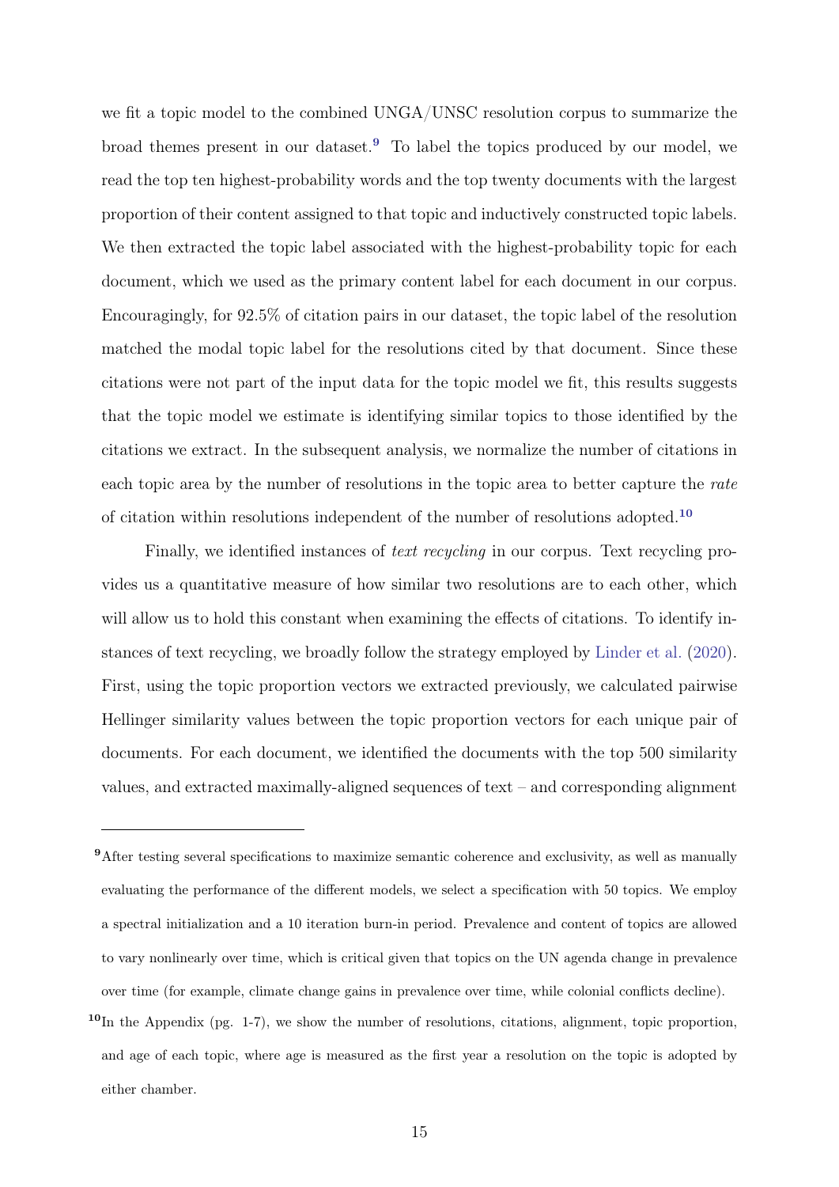we fit a topic model to the combined UNGA/UNSC resolution corpus to summarize the broad themes present in our dataset.[9] To label the topics produced by our model, we read the top ten highest-probability words and the top twenty documents with the largest proportion of their content assigned to that topic and inductively constructed topic labels. We then extracted the topic label associated with the highest-probability topic for each document, which we used as the primary content label for each document in our corpus. Encouragingly, for 92.5% of citation pairs in our dataset, the topic label of the resolution matched the modal topic label for the resolutions cited by that document. Since these citations were not part of the input data for the topic model we fit, this results suggests that the topic model we estimate is identifying similar topics to those identified by the citations we extract. In the subsequent analysis, we normalize the number of citations in each topic area by the number of resolutions in the topic area to better capture the *rate* of citation within resolutions independent of the number of resolutions adopted.[10]

Finally, we identified instances of *text recycling* in our corpus. Text recycling provides us a quantitative measure of how similar two resolutions are to each other, which will allow us to hold this constant when examining the effects of citations. To identify instances of text recycling, we broadly follow the strategy employed by Linder et al. (2020). First, using the topic proportion vectors we extracted previously, we calculated pairwise Hellinger similarity values between the topic proportion vectors for each unique pair of documents. For each document, we identified the documents with the top 500 similarity values, and extracted maximally-aligned sequences of text – and corresponding alignment

---

[9] After testing several specifications to maximize semantic coherence and exclusivity, as well as manually evaluating the performance of the different models, we select a specification with 50 topics. We employ a spectral initialization and a 10 iteration burn-in period. Prevalence and content of topics are allowed to vary nonlinearly over time, which is critical given that topics on the UN agenda change in prevalence over time (for example, climate change gains in prevalence over time, while colonial conflicts decline).

[10] In the Appendix (pg. 1-7), we show the number of resolutions, citations, alignment, topic proportion, and age of each topic, where age is measured as the first year a resolution on the topic is adopted by either chamber.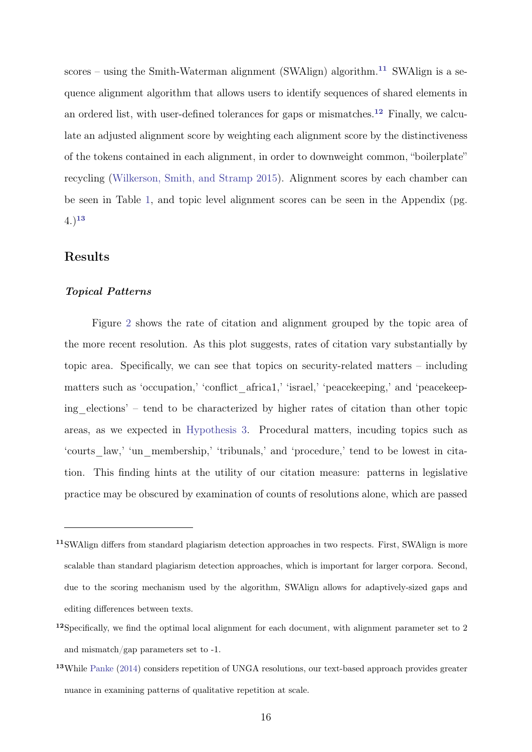scores – using the Smith-Waterman alignment (SWAlign) algorithm.[11] SWAlign is a sequence alignment algorithm that allows users to identify sequences of shared elements in an ordered list, with user-defined tolerances for gaps or mismatches.[12] Finally, we calculate an adjusted alignment score by weighting each alignment score by the distinctiveness of the tokens contained in each alignment, in order to downweight common, "boilerplate" recycling (Wilkerson, Smith, and Stramp 2015). Alignment scores by each chamber can be seen in Table 1, and topic level alignment scores can be seen in the Appendix (pg. 4.)[13]

## Results

### *Topical Patterns*

Figure 2 shows the rate of citation and alignment grouped by the topic area of the more recent resolution. As this plot suggests, rates of citation vary substantially by topic area. Specifically, we can see that topics on security-related matters – including matters such as 'occupation,' 'conflict_africa1,' 'israel,' 'peacekeeping,' and 'peacekeeping_elections' – tend to be characterized by higher rates of citation than other topic areas, as we expected in Hypothesis 3. Procedural matters, incuding topics such as 'courts_law,' 'un_membership,' 'tribunals,' and 'procedure,' tend to be lowest in citation. This finding hints at the utility of our citation measure: patterns in legislative practice may be obscured by examination of counts of resolutions alone, which are passed

---

[11] SWAlign differs from standard plagiarism detection approaches in two respects. First, SWAlign is more scalable than standard plagiarism detection approaches, which is important for larger corpora. Second, due to the scoring mechanism used by the algorithm, SWAlign allows for adaptively-sized gaps and editing differences between texts.

[12] Specifically, we find the optimal local alignment for each document, with alignment parameter set to 2 and mismatch/gap parameters set to -1.

[13] While Panke (2014) considers repetition of UNGA resolutions, our text-based approach provides greater nuance in examining patterns of qualitative repetition at scale.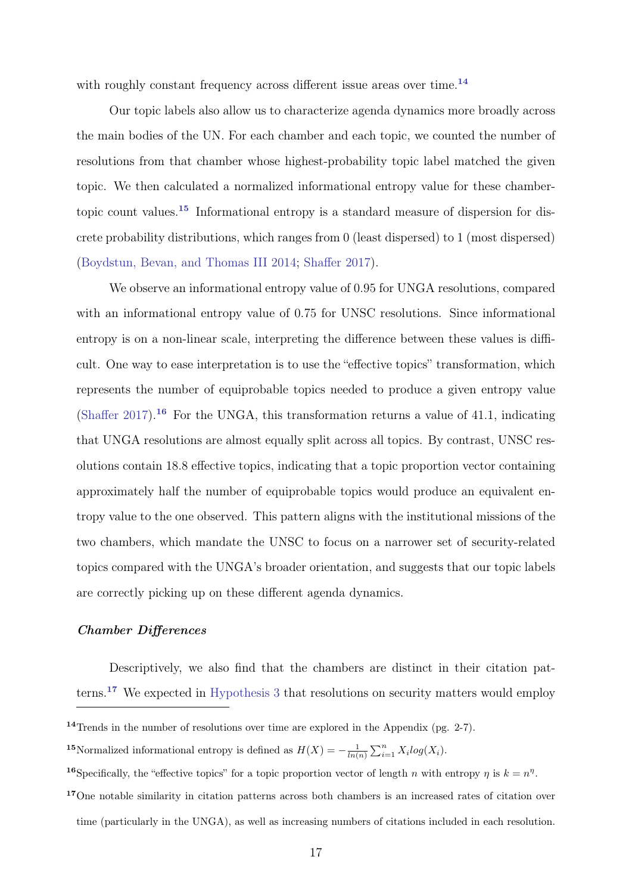with roughly constant frequency across different issue areas over time.[14]

Our topic labels also allow us to characterize agenda dynamics more broadly across the main bodies of the UN. For each chamber and each topic, we counted the number of resolutions from that chamber whose highest-probability topic label matched the given topic. We then calculated a normalized informational entropy value for these chamber-topic count values.[15] Informational entropy is a standard measure of dispersion for discrete probability distributions, which ranges from 0 (least dispersed) to 1 (most dispersed) (Boydstun, Bevan, and Thomas III 2014; Shaffer 2017).

We observe an informational entropy value of 0.95 for UNGA resolutions, compared with an informational entropy value of 0.75 for UNSC resolutions. Since informational entropy is on a non-linear scale, interpreting the difference between these values is difficult. One way to ease interpretation is to use the "effective topics" transformation, which represents the number of equiprobable topics needed to produce a given entropy value (Shaffer 2017).[16] For the UNGA, this transformation returns a value of 41.1, indicating that UNGA resolutions are almost equally split across all topics. By contrast, UNSC resolutions contain 18.8 effective topics, indicating that a topic proportion vector containing approximately half the number of equiprobable topics would produce an equivalent entropy value to the one observed. This pattern aligns with the institutional missions of the two chambers, which mandate the UNSC to focus on a narrower set of security-related topics compared with the UNGA's broader orientation, and suggests that our topic labels are correctly picking up on these different agenda dynamics.

### *Chamber Differences*

Descriptively, we also find that the chambers are distinct in their citation patterns.[17] We expected in Hypothesis 3 that resolutions on security matters would employ

---

[14] Trends in the number of resolutions over time are explored in the Appendix (pg. 2-7).

[15] Normalized informational entropy is defined as $H(X) = -\frac{1}{ln(n)} \sum_{i=1}^{n} X_i log(X_i)$.

[16] Specifically, the "effective topics" for a topic proportion vector of length $n$ with entropy $\eta$ is $k = n^{\eta}$.

[17] One notable similarity in citation patterns across both chambers is an increased rates of citation over time (particularly in the UNGA), as well as increasing numbers of citations included in each resolution.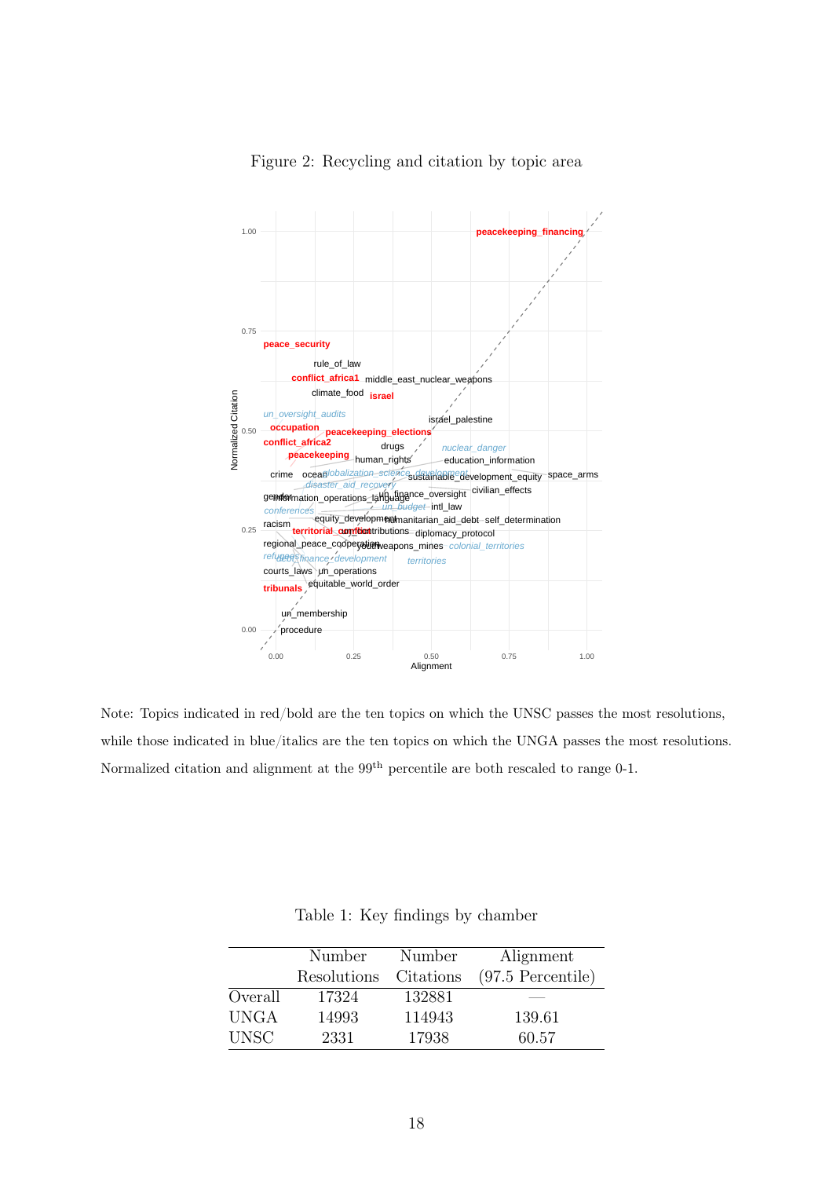Figure 2: Recycling and citation by topic area

Normalized Citation

1.00
0.75
0.50
0.25
0.00

0.00
0.25
0.50
0.75
1.00

Alignment

peacekeeping_financing
peace_security
rule_of_law
conflict_africa1
middle_east_nuclear_weapons
climate_food
israel
un_oversight_audits
israel_palestine
occupation
peacekeeping_elections
conflict_africa2
drugs
nuclear_danger
peacekeeping
human_rights
education_information
crime
ocean
globalization_science_development
sustainable_development_equity
space_arms
disaster_aid_recovery
gender
information_operations_language
un_finance_oversight
civilian_effects
conferences
un_budget
intl_law
equity_development
humanitarian_aid_debt
self_determination
racism
territorial_conflict
un_contributions
diplomacy_protocol
regional_peace_cooperation
youth
weapons_mines
colonial_territories
refugees
dev_finance_development
territories
courts_laws
un_operations
tribunals
equitable_world_order
un_membership
procedure

Note: Topics indicated in red/bold are the ten topics on which the UNSC passes the most resolutions, while those indicated in blue/italics are the ten topics on which the UNGA passes the most resolutions. Normalized citation and alignment at the 99[th] percentile are both rescaled to range 0-1.

Table 1: Key findings by chamber

| | Number Resolutions | Number Citations | Alignment (97.5 Percentile) |
|---|---|---|---|
| Overall | 17324 | 132881 | — |
| UNGA | 14993 | 114943 | 139.61 |
| UNSC | 2331 | 17938 | 60.57 |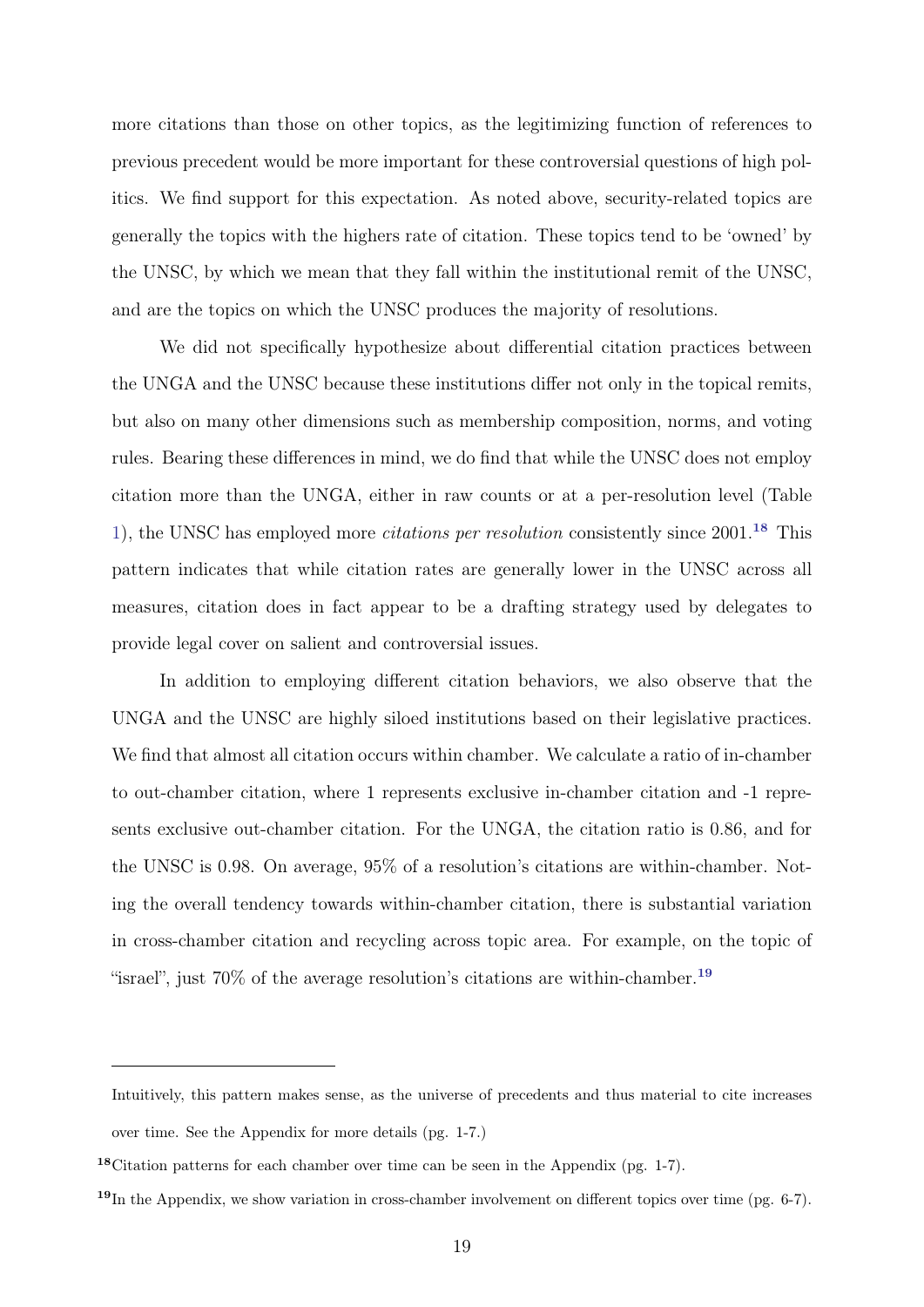more citations than those on other topics, as the legitimizing function of references to previous precedent would be more important for these controversial questions of high politics. We find support for this expectation. As noted above, security-related topics are generally the topics with the highers rate of citation. These topics tend to be 'owned' by the UNSC, by which we mean that they fall within the institutional remit of the UNSC, and are the topics on which the UNSC produces the majority of resolutions.

We did not specifically hypothesize about differential citation practices between the UNGA and the UNSC because these institutions differ not only in the topical remits, but also on many other dimensions such as membership composition, norms, and voting rules. Bearing these differences in mind, we do find that while the UNSC does not employ citation more than the UNGA, either in raw counts or at a per-resolution level (Table 1), the UNSC has employed more *citations per resolution* consistently since 2001.[18] This pattern indicates that while citation rates are generally lower in the UNSC across all measures, citation does in fact appear to be a drafting strategy used by delegates to provide legal cover on salient and controversial issues.

In addition to employing different citation behaviors, we also observe that the UNGA and the UNSC are highly siloed institutions based on their legislative practices. We find that almost all citation occurs within chamber. We calculate a ratio of in-chamber to out-chamber citation, where 1 represents exclusive in-chamber citation and -1 represents exclusive out-chamber citation. For the UNGA, the citation ratio is 0.86, and for the UNSC is 0.98. On average, 95% of a resolution's citations are within-chamber. Noting the overall tendency towards within-chamber citation, there is substantial variation in cross-chamber citation and recycling across topic area. For example, on the topic of "israel", just 70% of the average resolution's citations are within-chamber.[19]

---

Intuitively, this pattern makes sense, as the universe of precedents and thus material to cite increases over time. See the Appendix for more details (pg. 1-7.)

[18] Citation patterns for each chamber over time can be seen in the Appendix (pg. 1-7).

[19] In the Appendix, we show variation in cross-chamber involvement on different topics over time (pg. 6-7).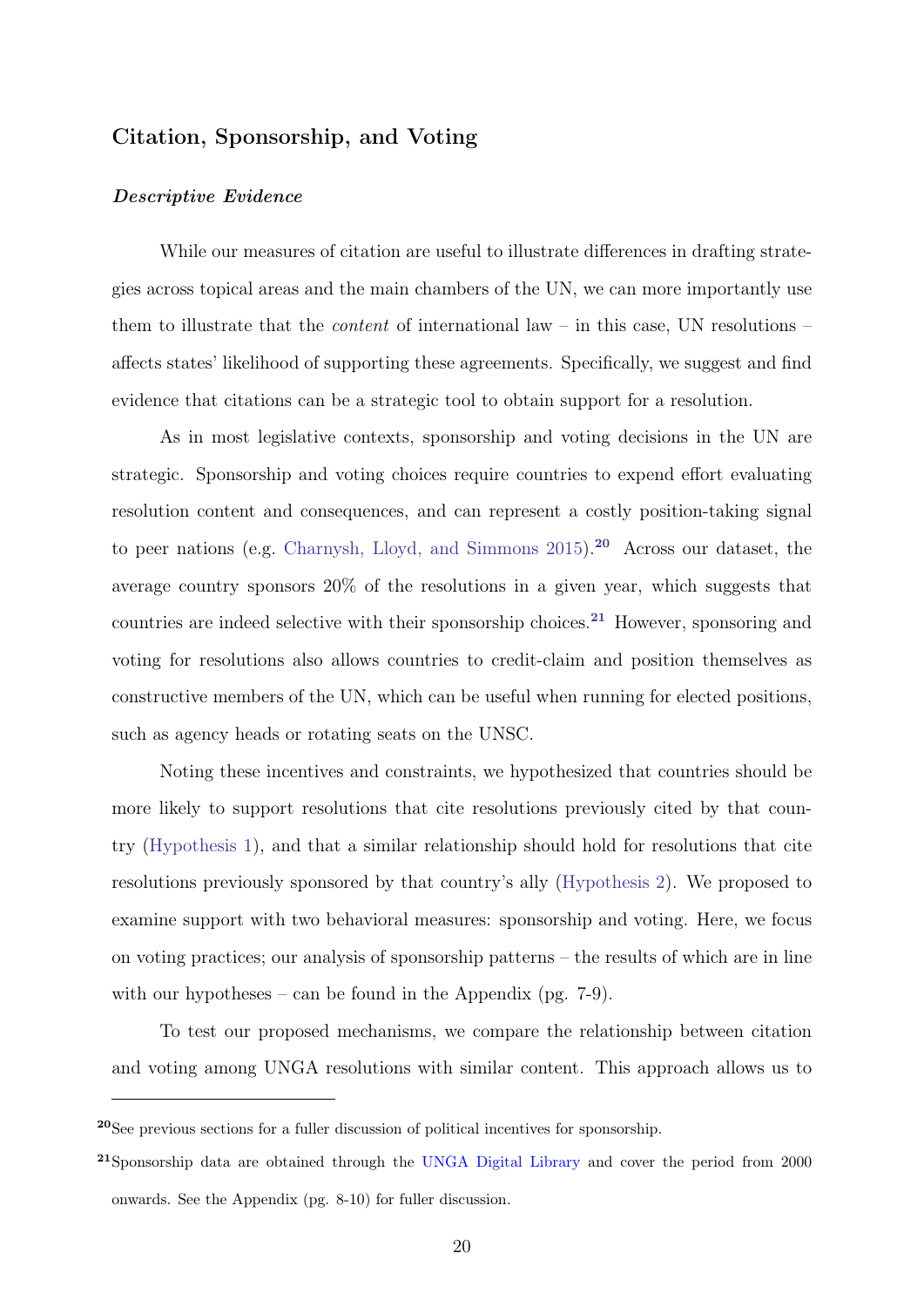## Citation, Sponsorship, and Voting

### *Descriptive Evidence*

While our measures of citation are useful to illustrate differences in drafting strategies across topical areas and the main chambers of the UN, we can more importantly use them to illustrate that the *content* of international law – in this case, UN resolutions – affects states' likelihood of supporting these agreements. Specifically, we suggest and find evidence that citations can be a strategic tool to obtain support for a resolution.

As in most legislative contexts, sponsorship and voting decisions in the UN are strategic. Sponsorship and voting choices require countries to expend effort evaluating resolution content and consequences, and can represent a costly position-taking signal to peer nations (e.g. Charnysh, Lloyd, and Simmons 2015).[20] Across our dataset, the average country sponsors 20% of the resolutions in a given year, which suggests that countries are indeed selective with their sponsorship choices.[21] However, sponsoring and voting for resolutions also allows countries to credit-claim and position themselves as constructive members of the UN, which can be useful when running for elected positions, such as agency heads or rotating seats on the UNSC.

Noting these incentives and constraints, we hypothesized that countries should be more likely to support resolutions that cite resolutions previously cited by that country (Hypothesis 1), and that a similar relationship should hold for resolutions that cite resolutions previously sponsored by that country's ally (Hypothesis 2). We proposed to examine support with two behavioral measures: sponsorship and voting. Here, we focus on voting practices; our analysis of sponsorship patterns – the results of which are in line with our hypotheses – can be found in the Appendix (pg. 7-9).

To test our proposed mechanisms, we compare the relationship between citation and voting among UNGA resolutions with similar content. This approach allows us to

[20] See previous sections for a fuller discussion of political incentives for sponsorship.

[21] Sponsorship data are obtained through the UNGA Digital Library and cover the period from 2000 onwards. See the Appendix (pg. 8-10) for fuller discussion.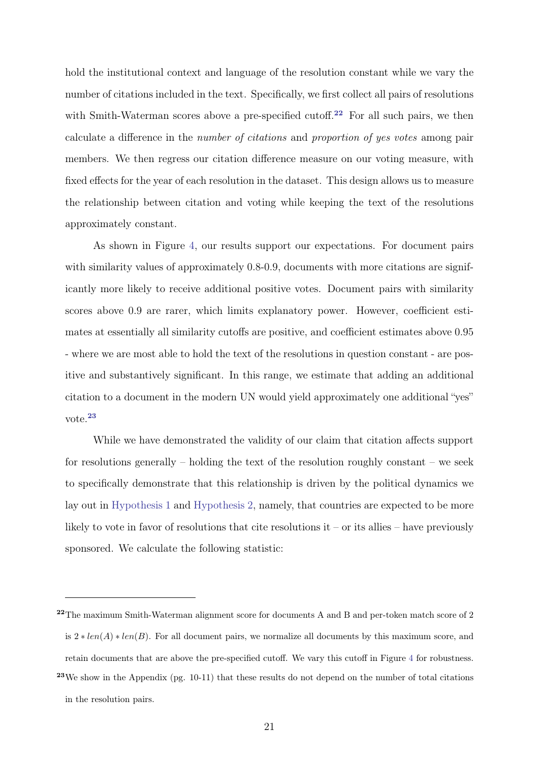hold the institutional context and language of the resolution constant while we vary the number of citations included in the text. Specifically, we first collect all pairs of resolutions with Smith-Waterman scores above a pre-specified cutoff.[22] For all such pairs, we then calculate a difference in the *number of citations* and *proportion of yes votes* among pair members. We then regress our citation difference measure on our voting measure, with fixed effects for the year of each resolution in the dataset. This design allows us to measure the relationship between citation and voting while keeping the text of the resolutions approximately constant.

As shown in Figure 4, our results support our expectations. For document pairs with similarity values of approximately 0.8-0.9, documents with more citations are significantly more likely to receive additional positive votes. Document pairs with similarity scores above 0.9 are rarer, which limits explanatory power. However, coefficient estimates at essentially all similarity cutoffs are positive, and coefficient estimates above 0.95 - where we are most able to hold the text of the resolutions in question constant - are positive and substantively significant. In this range, we estimate that adding an additional citation to a document in the modern UN would yield approximately one additional "yes" vote.[23]

While we have demonstrated the validity of our claim that citation affects support for resolutions generally – holding the text of the resolution roughly constant – we seek to specifically demonstrate that this relationship is driven by the political dynamics we lay out in Hypothesis 1 and Hypothesis 2, namely, that countries are expected to be more likely to vote in favor of resolutions that cite resolutions it – or its allies – have previously sponsored. We calculate the following statistic:

---

[22] The maximum Smith-Waterman alignment score for documents A and B and per-token match score of 2 is $2 * len(A) * len(B)$. For all document pairs, we normalize all documents by this maximum score, and retain documents that are above the pre-specified cutoff. We vary this cutoff in Figure 4 for robustness.

[23] We show in the Appendix (pg. 10-11) that these results do not depend on the number of total citations in the resolution pairs.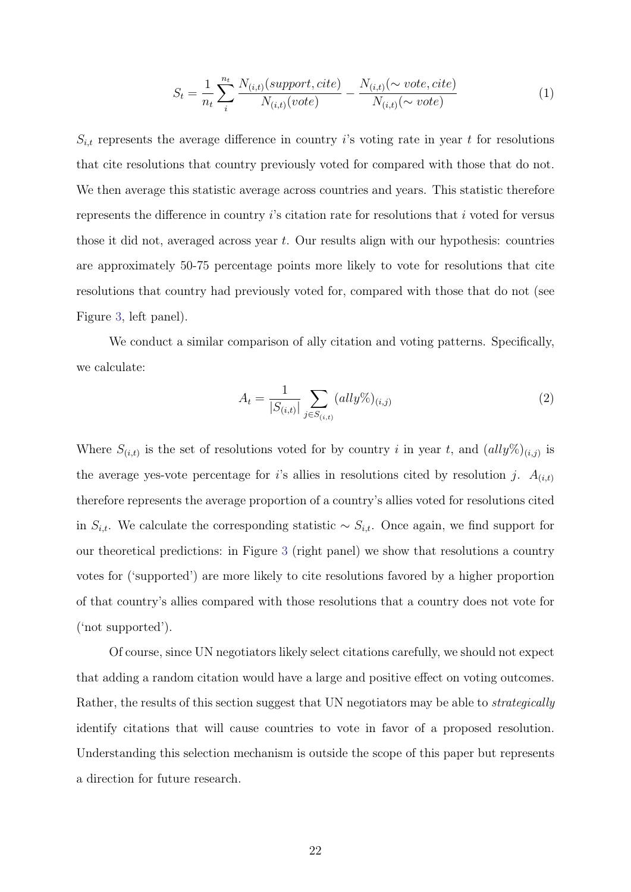$$S_t = \frac{1}{n_t} \sum_{i}^{n_t} \frac{N_{(i,t)}(support, cite)}{N_{(i,t)}(vote)} - \frac{N_{(i,t)}(\sim vote, cite)}{N_{(i,t)}(\sim vote)} \tag{1}$$

$S_{i,t}$ represents the average difference in country $i$'s voting rate in year $t$ for resolutions that cite resolutions that country previously voted for compared with those that do not. We then average this statistic average across countries and years. This statistic therefore represents the difference in country $i$'s citation rate for resolutions that $i$ voted for versus those it did not, averaged across year $t$. Our results align with our hypothesis: countries are approximately 50-75 percentage points more likely to vote for resolutions that cite resolutions that country had previously voted for, compared with those that do not (see Figure 3, left panel).

We conduct a similar comparison of ally citation and voting patterns. Specifically, we calculate:

$$A_t = \frac{1}{|S_{(i,t)}|} \sum_{j \in S_{(i,t)}} (ally\%)_{(i,j)} \tag{2}$$

Where $S_{(i,t)}$ is the set of resolutions voted for by country $i$ in year $t$, and $(ally\%)_{(i,j)}$ is the average yes-vote percentage for $i$'s allies in resolutions cited by resolution $j$. $A_{(i,t)}$ therefore represents the average proportion of a country's allies voted for resolutions cited in $S_{i,t}$. We calculate the corresponding statistic $\sim S_{i,t}$. Once again, we find support for our theoretical predictions: in Figure 3 (right panel) we show that resolutions a country votes for ('supported') are more likely to cite resolutions favored by a higher proportion of that country's allies compared with those resolutions that a country does not vote for ('not supported').

Of course, since UN negotiators likely select citations carefully, we should not expect that adding a random citation would have a large and positive effect on voting outcomes. Rather, the results of this section suggest that UN negotiators may be able to *strategically* identify citations that will cause countries to vote in favor of a proposed resolution. Understanding this selection mechanism is outside the scope of this paper but represents a direction for future research.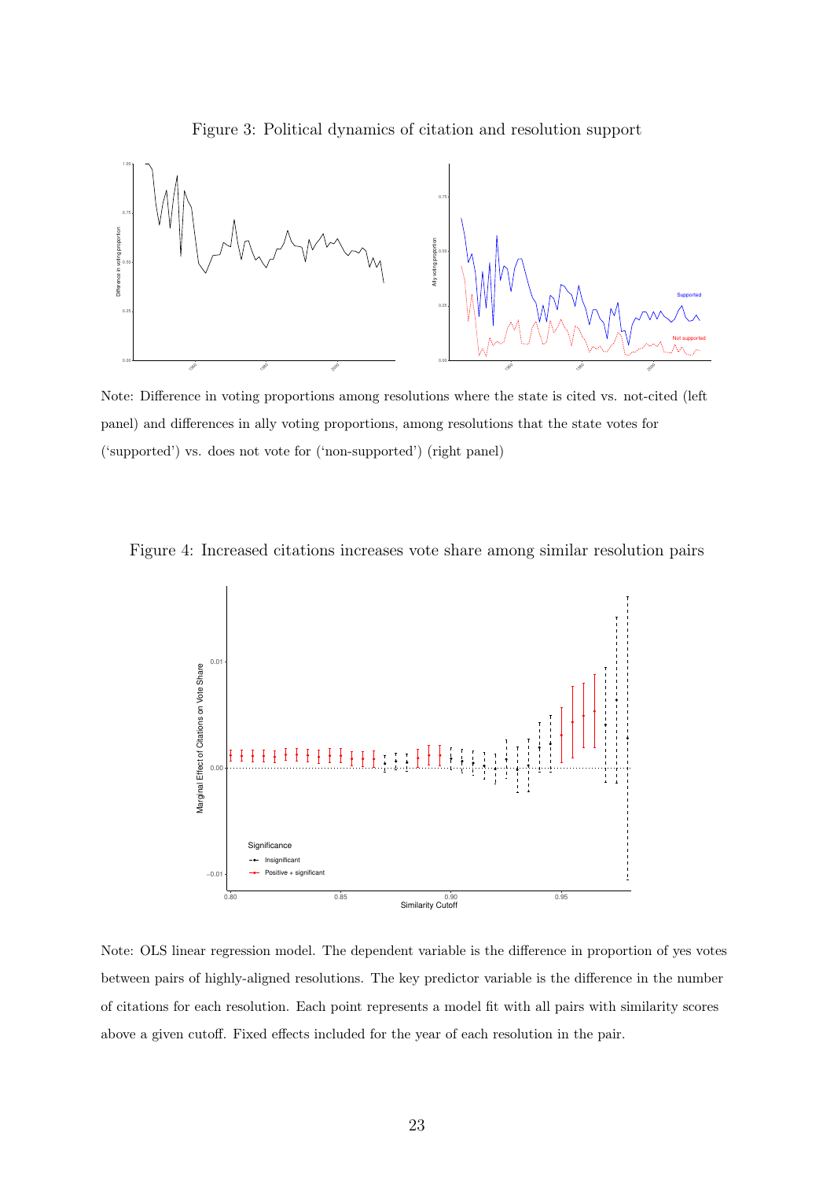Figure 3: Political dynamics of citation and resolution support

Difference in voting proportion

1.00
0.75
0.50
0.25
0.00

1960
1980
2000

Ally voting proportion

0.75
0.50
0.25
0.00

1960
1980
2000

Supported

Not supported

Note: Difference in voting proportions among resolutions where the state is cited vs. not-cited (left panel) and differences in ally voting proportions, among resolutions that the state votes for ('supported') vs. does not vote for ('non-supported') (right panel)

Figure 4: Increased citations increases vote share among similar resolution pairs

Marginal Effect of Citations on Vote Share

0.01
0.00
−0.01

Significance
Insignificant
Positive + significant

0.80
0.85
0.90
0.95

Similarity Cutoff

Note: OLS linear regression model. The dependent variable is the difference in proportion of yes votes between pairs of highly-aligned resolutions. The key predictor variable is the difference in the number of citations for each resolution. Each point represents a model fit with all pairs with similarity scores above a given cutoff. Fixed effects included for the year of each resolution in the pair.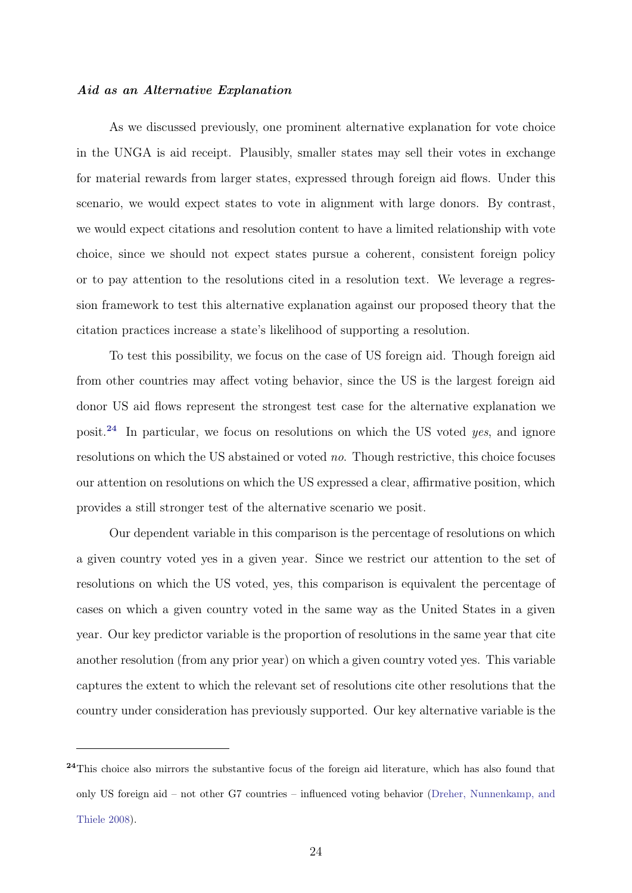***Aid as an Alternative Explanation***

As we discussed previously, one prominent alternative explanation for vote choice in the UNGA is aid receipt. Plausibly, smaller states may sell their votes in exchange for material rewards from larger states, expressed through foreign aid flows. Under this scenario, we would expect states to vote in alignment with large donors. By contrast, we would expect citations and resolution content to have a limited relationship with vote choice, since we should not expect states pursue a coherent, consistent foreign policy or to pay attention to the resolutions cited in a resolution text. We leverage a regression framework to test this alternative explanation against our proposed theory that the citation practices increase a state's likelihood of supporting a resolution.

To test this possibility, we focus on the case of US foreign aid. Though foreign aid from other countries may affect voting behavior, since the US is the largest foreign aid donor US aid flows represent the strongest test case for the alternative explanation we posit.[24] In particular, we focus on resolutions on which the US voted *yes*, and ignore resolutions on which the US abstained or voted *no*. Though restrictive, this choice focuses our attention on resolutions on which the US expressed a clear, affirmative position, which provides a still stronger test of the alternative scenario we posit.

Our dependent variable in this comparison is the percentage of resolutions on which a given country voted yes in a given year. Since we restrict our attention to the set of resolutions on which the US voted, yes, this comparison is equivalent the percentage of cases on which a given country voted in the same way as the United States in a given year. Our key predictor variable is the proportion of resolutions in the same year that cite another resolution (from any prior year) on which a given country voted yes. This variable captures the extent to which the relevant set of resolutions cite other resolutions that the country under consideration has previously supported. Our key alternative variable is the

[24] This choice also mirrors the substantive focus of the foreign aid literature, which has also found that only US foreign aid – not other G7 countries – influenced voting behavior (Dreher, Nunnenkamp, and Thiele 2008).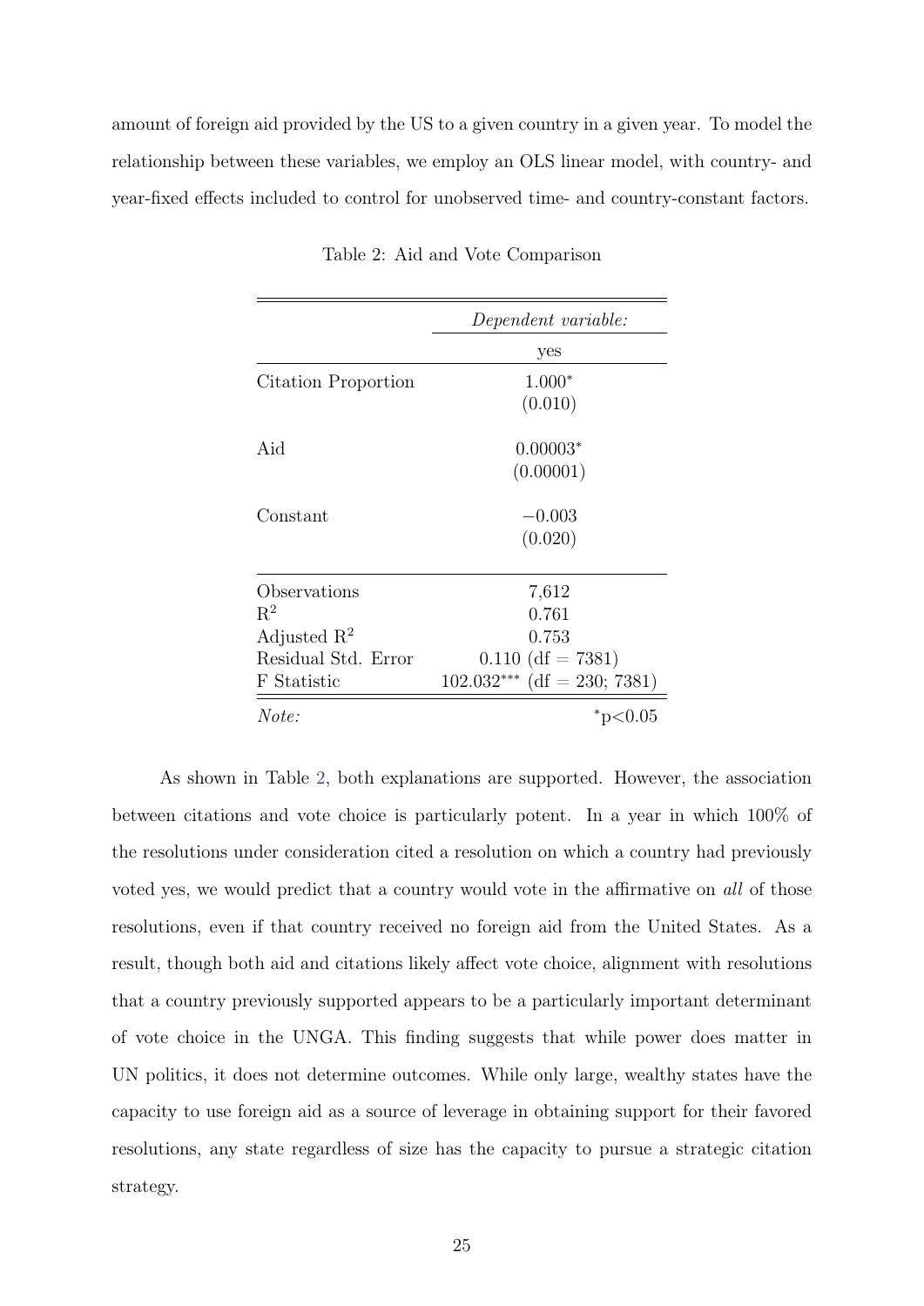amount of foreign aid provided by the US to a given country in a given year. To model the relationship between these variables, we employ an OLS linear model, with country- and year-fixed effects included to control for unobserved time- and country-constant factors.

Table 2: Aid and Vote Comparison

| | *Dependent variable:* |
|---|---|
| | yes |
| Citation Proportion | 1.000* |
| | (0.010) |
| Aid | 0.00003* |
| | (0.00001) |
| Constant | −0.003 |
| | (0.020) |
| Observations | 7,612 |
| $R^2$ | 0.761 |
| Adjusted $R^2$ | 0.753 |
| Residual Std. Error | 0.110 (df = 7381) |
| F Statistic | 102.032*** (df = 230; 7381) |
| *Note:* | *p<0.05 |

As shown in Table 2, both explanations are supported. However, the association between citations and vote choice is particularly potent. In a year in which 100% of the resolutions under consideration cited a resolution on which a country had previously voted yes, we would predict that a country would vote in the affirmative on *all* of those resolutions, even if that country received no foreign aid from the United States. As a result, though both aid and citations likely affect vote choice, alignment with resolutions that a country previously supported appears to be a particularly important determinant of vote choice in the UNGA. This finding suggests that while power does matter in UN politics, it does not determine outcomes. While only large, wealthy states have the capacity to use foreign aid as a source of leverage in obtaining support for their favored resolutions, any state regardless of size has the capacity to pursue a strategic citation strategy.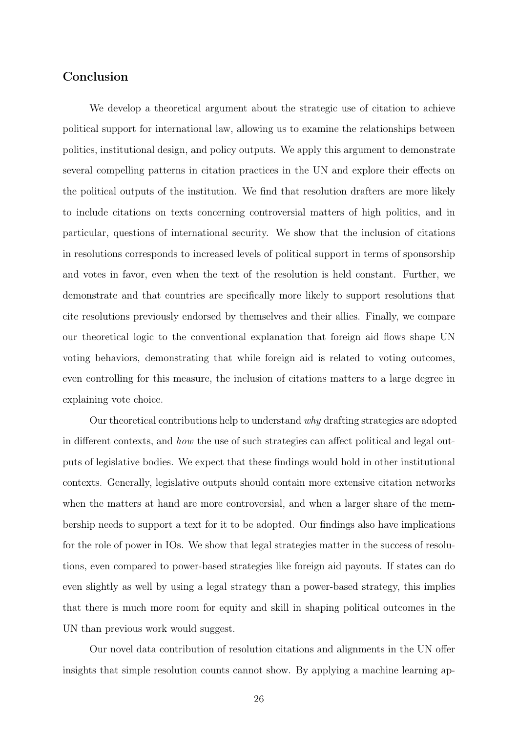## Conclusion

We develop a theoretical argument about the strategic use of citation to achieve political support for international law, allowing us to examine the relationships between politics, institutional design, and policy outputs. We apply this argument to demonstrate several compelling patterns in citation practices in the UN and explore their effects on the political outputs of the institution. We find that resolution drafters are more likely to include citations on texts concerning controversial matters of high politics, and in particular, questions of international security. We show that the inclusion of citations in resolutions corresponds to increased levels of political support in terms of sponsorship and votes in favor, even when the text of the resolution is held constant. Further, we demonstrate and that countries are specifically more likely to support resolutions that cite resolutions previously endorsed by themselves and their allies. Finally, we compare our theoretical logic to the conventional explanation that foreign aid flows shape UN voting behaviors, demonstrating that while foreign aid is related to voting outcomes, even controlling for this measure, the inclusion of citations matters to a large degree in explaining vote choice.

Our theoretical contributions help to understand *why* drafting strategies are adopted in different contexts, and *how* the use of such strategies can affect political and legal outputs of legislative bodies. We expect that these findings would hold in other institutional contexts. Generally, legislative outputs should contain more extensive citation networks when the matters at hand are more controversial, and when a larger share of the membership needs to support a text for it to be adopted. Our findings also have implications for the role of power in IOs. We show that legal strategies matter in the success of resolutions, even compared to power-based strategies like foreign aid payouts. If states can do even slightly as well by using a legal strategy than a power-based strategy, this implies that there is much more room for equity and skill in shaping political outcomes in the UN than previous work would suggest.

Our novel data contribution of resolution citations and alignments in the UN offer insights that simple resolution counts cannot show. By applying a machine learning ap-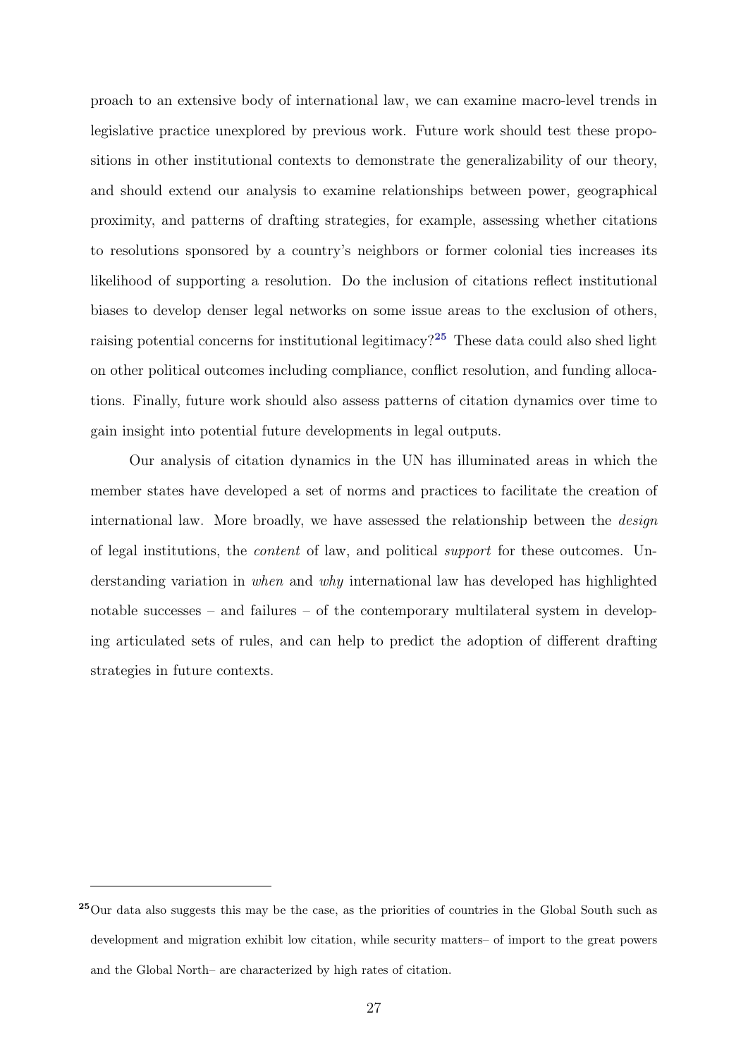proach to an extensive body of international law, we can examine macro-level trends in legislative practice unexplored by previous work. Future work should test these propositions in other institutional contexts to demonstrate the generalizability of our theory, and should extend our analysis to examine relationships between power, geographical proximity, and patterns of drafting strategies, for example, assessing whether citations to resolutions sponsored by a country's neighbors or former colonial ties increases its likelihood of supporting a resolution. Do the inclusion of citations reflect institutional biases to develop denser legal networks on some issue areas to the exclusion of others, raising potential concerns for institutional legitimacy?[25] These data could also shed light on other political outcomes including compliance, conflict resolution, and funding allocations. Finally, future work should also assess patterns of citation dynamics over time to gain insight into potential future developments in legal outputs.

Our analysis of citation dynamics in the UN has illuminated areas in which the member states have developed a set of norms and practices to facilitate the creation of international law. More broadly, we have assessed the relationship between the *design* of legal institutions, the *content* of law, and political *support* for these outcomes. Understanding variation in *when* and *why* international law has developed has highlighted notable successes – and failures – of the contemporary multilateral system in developing articulated sets of rules, and can help to predict the adoption of different drafting strategies in future contexts.

[25] Our data also suggests this may be the case, as the priorities of countries in the Global South such as development and migration exhibit low citation, while security matters– of import to the great powers and the Global North– are characterized by high rates of citation.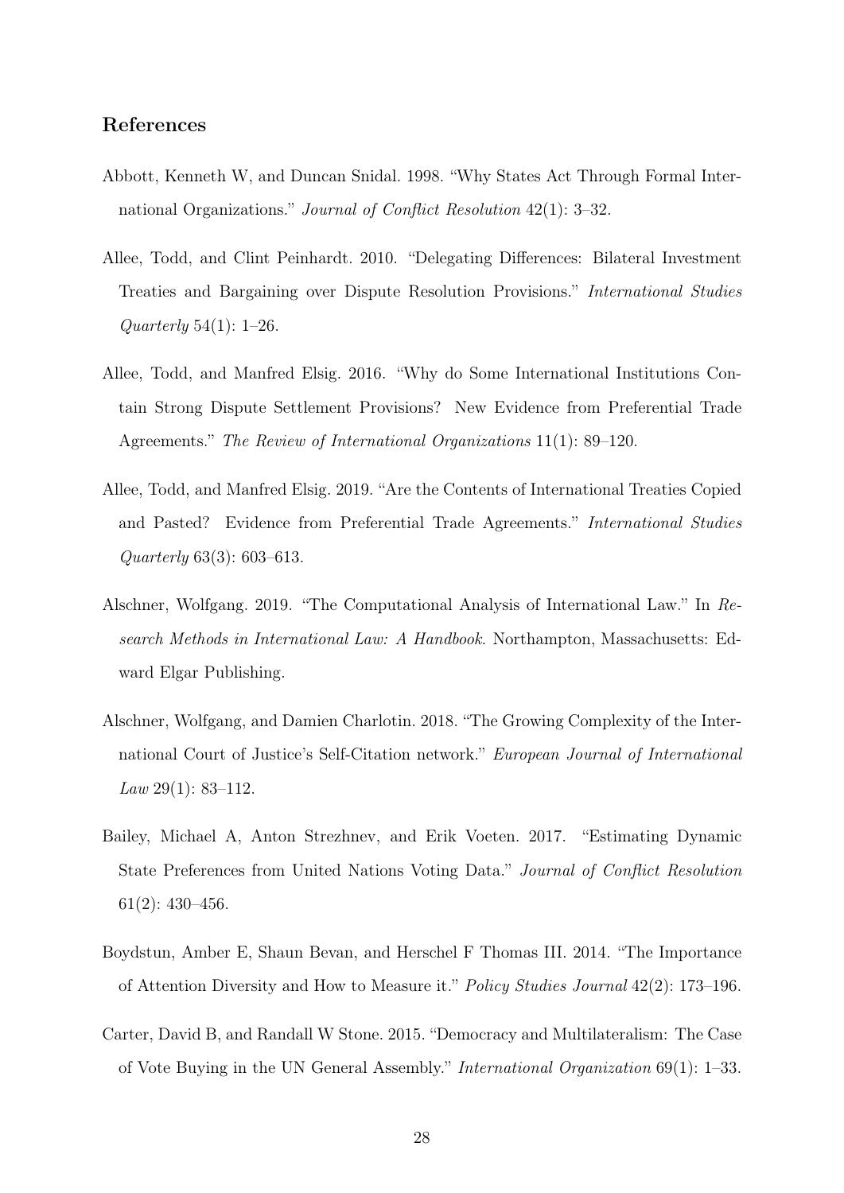## References

Abbott, Kenneth W, and Duncan Snidal. 1998. "Why States Act Through Formal International Organizations." *Journal of Conflict Resolution* 42(1): 3–32.

Allee, Todd, and Clint Peinhardt. 2010. "Delegating Differences: Bilateral Investment Treaties and Bargaining over Dispute Resolution Provisions." *International Studies Quarterly* 54(1): 1–26.

Allee, Todd, and Manfred Elsig. 2016. "Why do Some International Institutions Contain Strong Dispute Settlement Provisions? New Evidence from Preferential Trade Agreements." *The Review of International Organizations* 11(1): 89–120.

Allee, Todd, and Manfred Elsig. 2019. "Are the Contents of International Treaties Copied and Pasted? Evidence from Preferential Trade Agreements." *International Studies Quarterly* 63(3): 603–613.

Alschner, Wolfgang. 2019. "The Computational Analysis of International Law." In *Research Methods in International Law: A Handbook*. Northampton, Massachusetts: Edward Elgar Publishing.

Alschner, Wolfgang, and Damien Charlotin. 2018. "The Growing Complexity of the International Court of Justice's Self-Citation network." *European Journal of International Law* 29(1): 83–112.

Bailey, Michael A, Anton Strezhnev, and Erik Voeten. 2017. "Estimating Dynamic State Preferences from United Nations Voting Data." *Journal of Conflict Resolution* 61(2): 430–456.

Boydstun, Amber E, Shaun Bevan, and Herschel F Thomas III. 2014. "The Importance of Attention Diversity and How to Measure it." *Policy Studies Journal* 42(2): 173–196.

Carter, David B, and Randall W Stone. 2015. "Democracy and Multilateralism: The Case of Vote Buying in the UN General Assembly." *International Organization* 69(1): 1–33.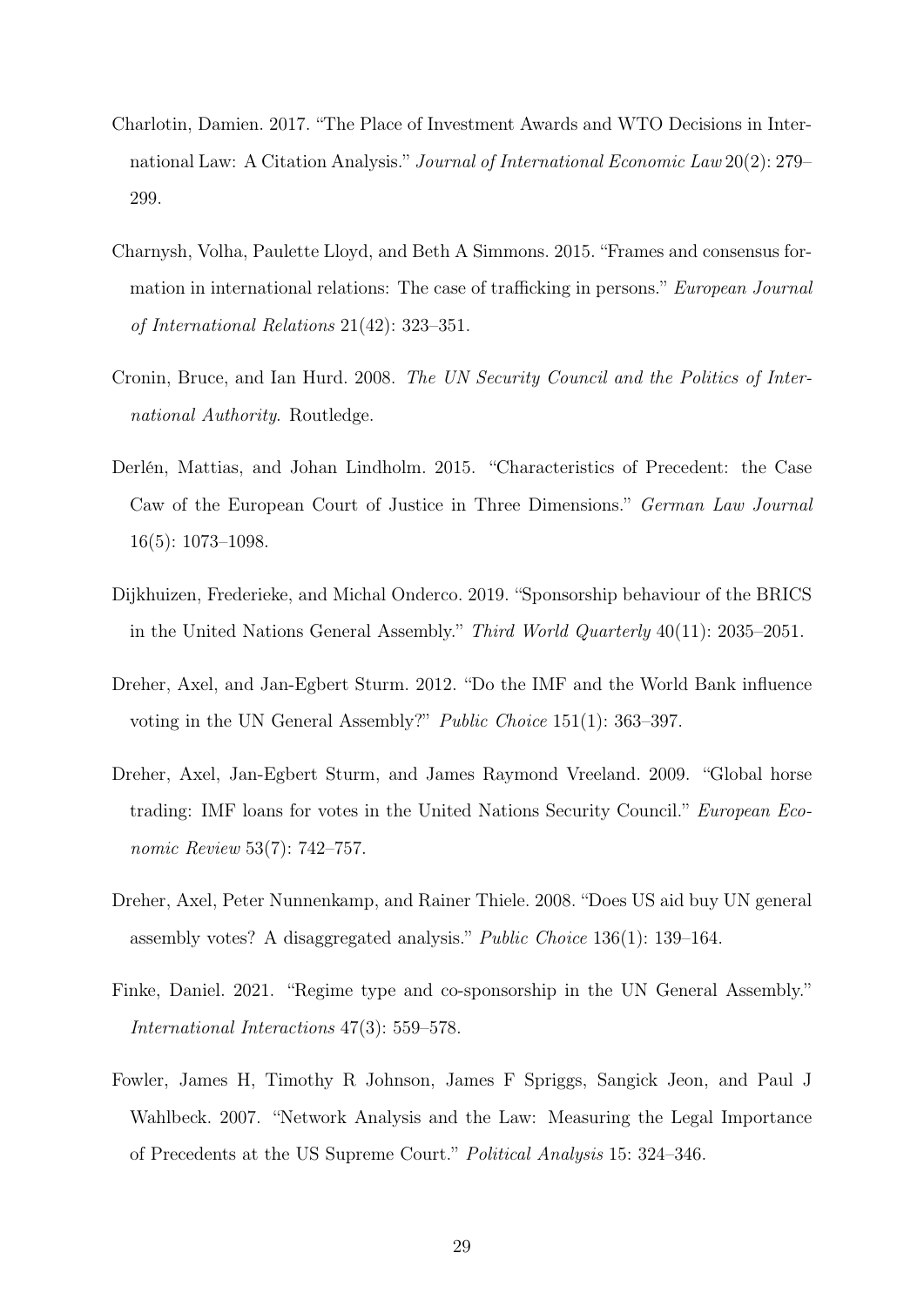Charlotin, Damien. 2017. "The Place of Investment Awards and WTO Decisions in International Law: A Citation Analysis." *Journal of International Economic Law* 20(2): 279–299.

Charnysh, Volha, Paulette Lloyd, and Beth A Simmons. 2015. "Frames and consensus formation in international relations: The case of trafficking in persons." *European Journal of International Relations* 21(42): 323–351.

Cronin, Bruce, and Ian Hurd. 2008. *The UN Security Council and the Politics of International Authority*. Routledge.

Derlén, Mattias, and Johan Lindholm. 2015. "Characteristics of Precedent: the Case Caw of the European Court of Justice in Three Dimensions." *German Law Journal* 16(5): 1073–1098.

Dijkhuizen, Frederieke, and Michal Onderco. 2019. "Sponsorship behaviour of the BRICS in the United Nations General Assembly." *Third World Quarterly* 40(11): 2035–2051.

Dreher, Axel, and Jan-Egbert Sturm. 2012. "Do the IMF and the World Bank influence voting in the UN General Assembly?" *Public Choice* 151(1): 363–397.

Dreher, Axel, Jan-Egbert Sturm, and James Raymond Vreeland. 2009. "Global horse trading: IMF loans for votes in the United Nations Security Council." *European Economic Review* 53(7): 742–757.

Dreher, Axel, Peter Nunnenkamp, and Rainer Thiele. 2008. "Does US aid buy UN general assembly votes? A disaggregated analysis." *Public Choice* 136(1): 139–164.

Finke, Daniel. 2021. "Regime type and co-sponsorship in the UN General Assembly." *International Interactions* 47(3): 559–578.

Fowler, James H, Timothy R Johnson, James F Spriggs, Sangick Jeon, and Paul J Wahlbeck. 2007. "Network Analysis and the Law: Measuring the Legal Importance of Precedents at the US Supreme Court." *Political Analysis* 15: 324–346.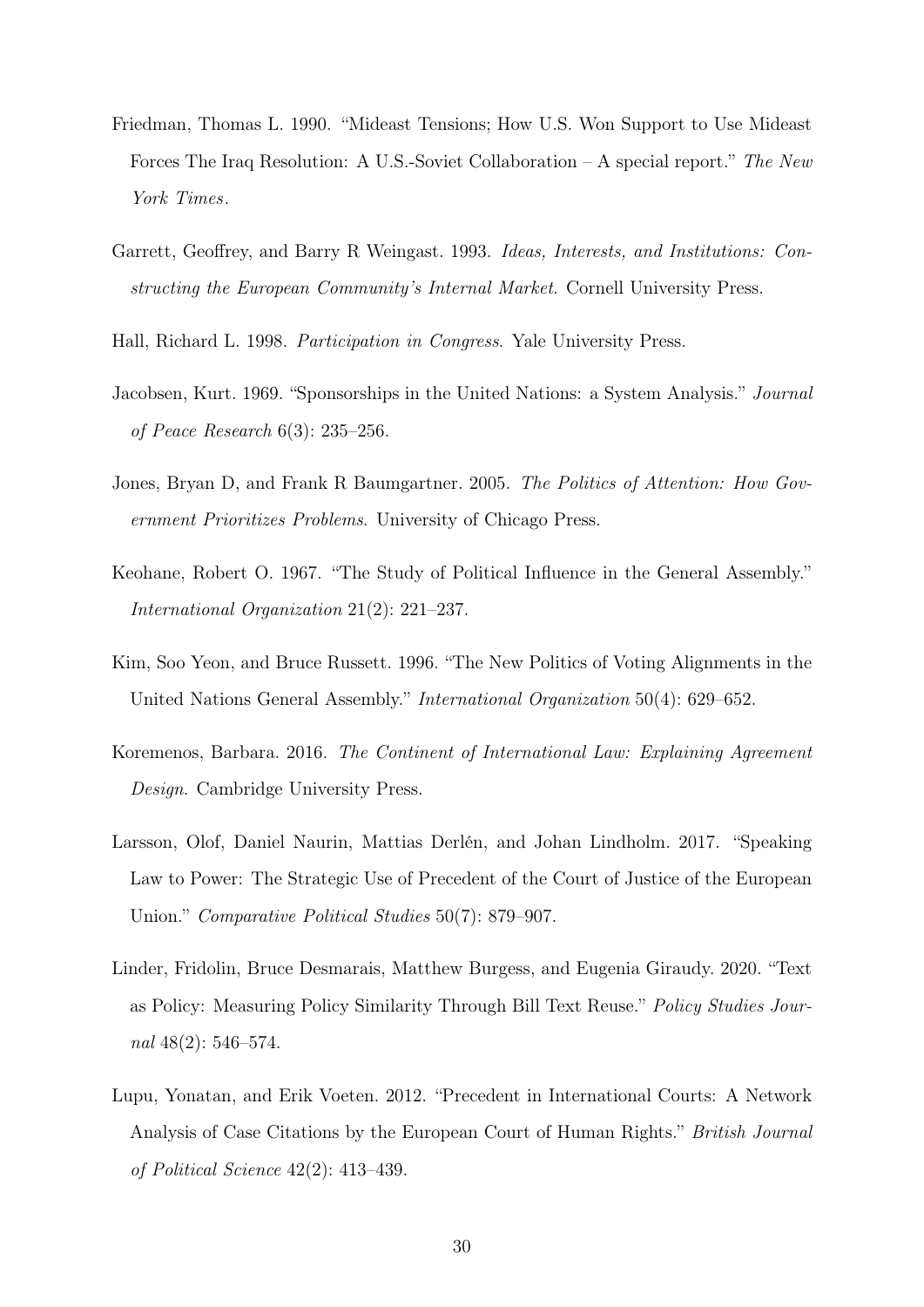Friedman, Thomas L. 1990. "Mideast Tensions; How U.S. Won Support to Use Mideast Forces The Iraq Resolution: A U.S.-Soviet Collaboration – A special report." *The New York Times*.

Garrett, Geoffrey, and Barry R Weingast. 1993. *Ideas, Interests, and Institutions: Constructing the European Community's Internal Market*. Cornell University Press.

Hall, Richard L. 1998. *Participation in Congress*. Yale University Press.

Jacobsen, Kurt. 1969. "Sponsorships in the United Nations: a System Analysis." *Journal of Peace Research* 6(3): 235–256.

Jones, Bryan D, and Frank R Baumgartner. 2005. *The Politics of Attention: How Government Prioritizes Problems*. University of Chicago Press.

Keohane, Robert O. 1967. "The Study of Political Influence in the General Assembly." *International Organization* 21(2): 221–237.

Kim, Soo Yeon, and Bruce Russett. 1996. "The New Politics of Voting Alignments in the United Nations General Assembly." *International Organization* 50(4): 629–652.

Koremenos, Barbara. 2016. *The Continent of International Law: Explaining Agreement Design*. Cambridge University Press.

Larsson, Olof, Daniel Naurin, Mattias Derlén, and Johan Lindholm. 2017. "Speaking Law to Power: The Strategic Use of Precedent of the Court of Justice of the European Union." *Comparative Political Studies* 50(7): 879–907.

Linder, Fridolin, Bruce Desmarais, Matthew Burgess, and Eugenia Giraudy. 2020. "Text as Policy: Measuring Policy Similarity Through Bill Text Reuse." *Policy Studies Journal* 48(2): 546–574.

Lupu, Yonatan, and Erik Voeten. 2012. "Precedent in International Courts: A Network Analysis of Case Citations by the European Court of Human Rights." *British Journal of Political Science* 42(2): 413–439.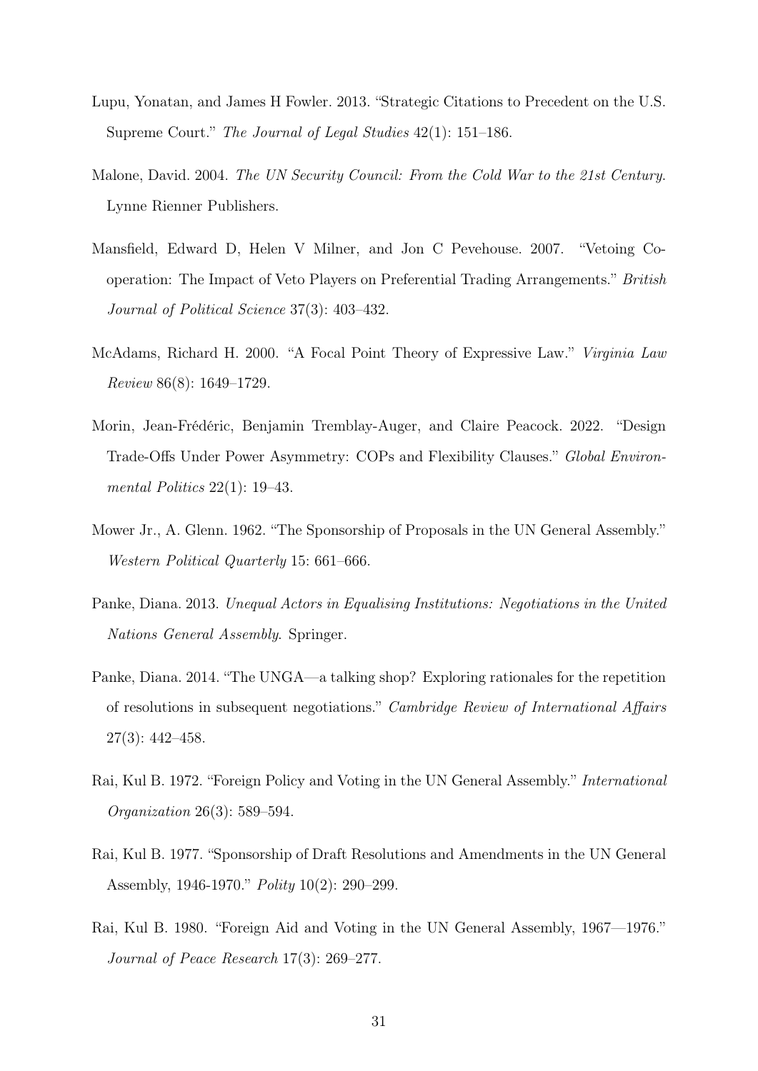Lupu, Yonatan, and James H Fowler. 2013. "Strategic Citations to Precedent on the U.S. Supreme Court." *The Journal of Legal Studies* 42(1): 151–186.

Malone, David. 2004. *The UN Security Council: From the Cold War to the 21st Century*. Lynne Rienner Publishers.

Mansfield, Edward D, Helen V Milner, and Jon C Pevehouse. 2007. "Vetoing Co-operation: The Impact of Veto Players on Preferential Trading Arrangements." *British Journal of Political Science* 37(3): 403–432.

McAdams, Richard H. 2000. "A Focal Point Theory of Expressive Law." *Virginia Law Review* 86(8): 1649–1729.

Morin, Jean-Frédéric, Benjamin Tremblay-Auger, and Claire Peacock. 2022. "Design Trade-Offs Under Power Asymmetry: COPs and Flexibility Clauses." *Global Environmental Politics* 22(1): 19–43.

Mower Jr., A. Glenn. 1962. "The Sponsorship of Proposals in the UN General Assembly." *Western Political Quarterly* 15: 661–666.

Panke, Diana. 2013. *Unequal Actors in Equalising Institutions: Negotiations in the United Nations General Assembly*. Springer.

Panke, Diana. 2014. "The UNGA—a talking shop? Exploring rationales for the repetition of resolutions in subsequent negotiations." *Cambridge Review of International Affairs* 27(3): 442–458.

Rai, Kul B. 1972. "Foreign Policy and Voting in the UN General Assembly." *International Organization* 26(3): 589–594.

Rai, Kul B. 1977. "Sponsorship of Draft Resolutions and Amendments in the UN General Assembly, 1946-1970." *Polity* 10(2): 290–299.

Rai, Kul B. 1980. "Foreign Aid and Voting in the UN General Assembly, 1967—1976." *Journal of Peace Research* 17(3): 269–277.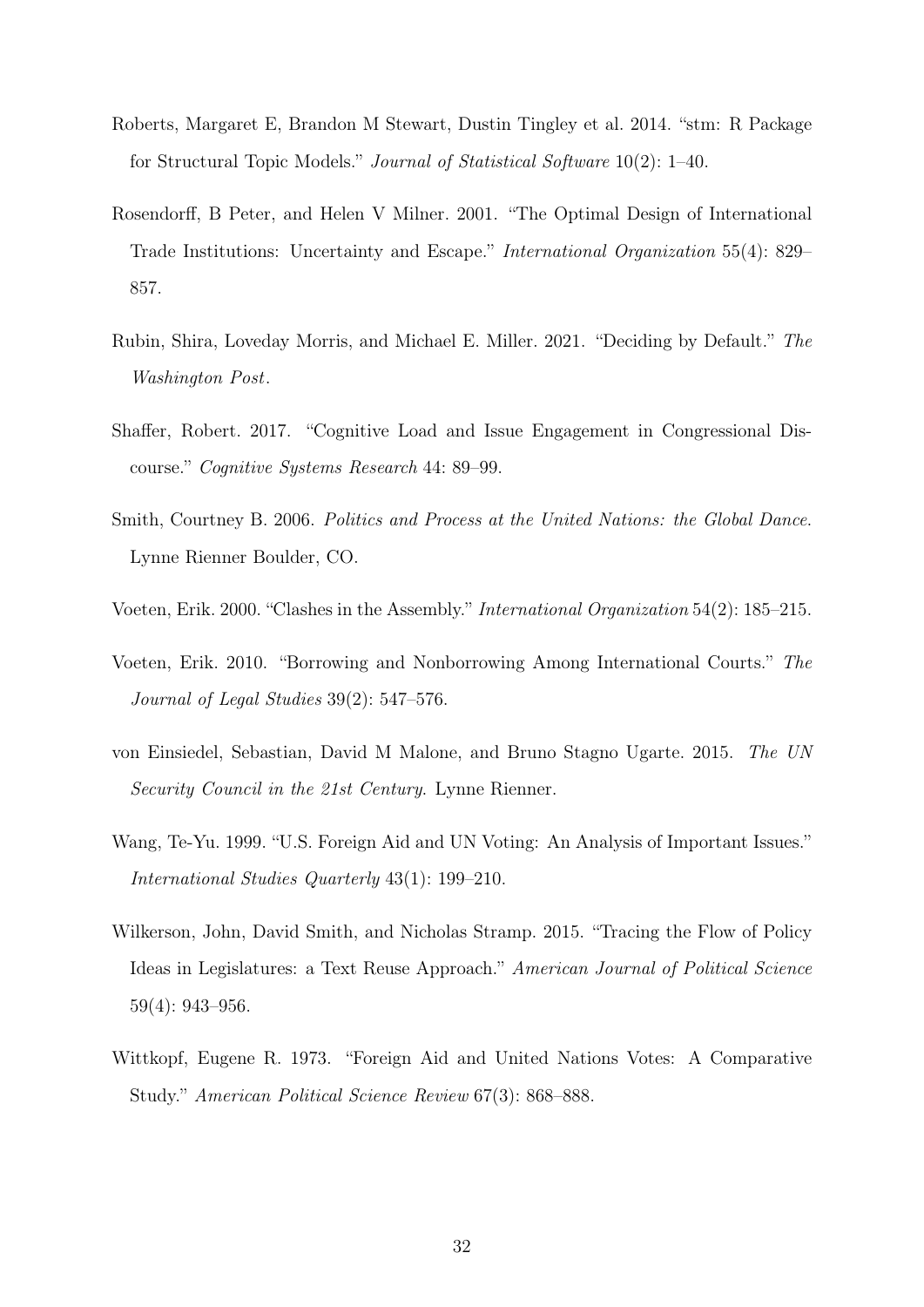Roberts, Margaret E, Brandon M Stewart, Dustin Tingley et al. 2014. "stm: R Package for Structural Topic Models." *Journal of Statistical Software* 10(2): 1–40.

Rosendorff, B Peter, and Helen V Milner. 2001. "The Optimal Design of International Trade Institutions: Uncertainty and Escape." *International Organization* 55(4): 829–857.

Rubin, Shira, Loveday Morris, and Michael E. Miller. 2021. "Deciding by Default." *The Washington Post*.

Shaffer, Robert. 2017. "Cognitive Load and Issue Engagement in Congressional Discourse." *Cognitive Systems Research* 44: 89–99.

Smith, Courtney B. 2006. *Politics and Process at the United Nations: the Global Dance*. Lynne Rienner Boulder, CO.

Voeten, Erik. 2000. "Clashes in the Assembly." *International Organization* 54(2): 185–215.

Voeten, Erik. 2010. "Borrowing and Nonborrowing Among International Courts." *The Journal of Legal Studies* 39(2): 547–576.

von Einsiedel, Sebastian, David M Malone, and Bruno Stagno Ugarte. 2015. *The UN Security Council in the 21st Century*. Lynne Rienner.

Wang, Te-Yu. 1999. "U.S. Foreign Aid and UN Voting: An Analysis of Important Issues." *International Studies Quarterly* 43(1): 199–210.

Wilkerson, John, David Smith, and Nicholas Stramp. 2015. "Tracing the Flow of Policy Ideas in Legislatures: a Text Reuse Approach." *American Journal of Political Science* 59(4): 943–956.

Wittkopf, Eugene R. 1973. "Foreign Aid and United Nations Votes: A Comparative Study." *American Political Science Review* 67(3): 868–888.